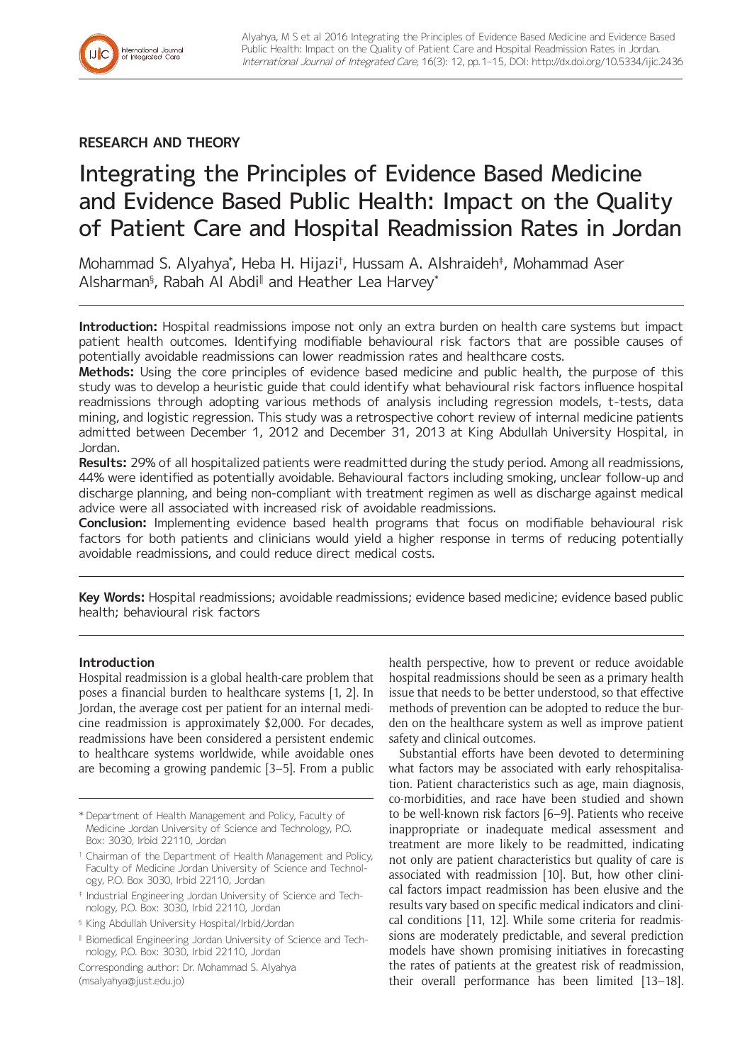## RESEARCH AND THEORY

# Integrating the Principles of Evidence Based Medicine and Evidence Based Public Health: Impact on the Quality of Patient Care and Hospital Readmission Rates in Jordan

Mohammad S. Alyahya[*], Heba H. Hijazi[†], Hussam A. Alshraideh[‡], Mohammad Aser Alsharman[§], Rabah Al Abdi[‖] and Heather Lea Harvey[*]

**Introduction:** Hospital readmissions impose not only an extra burden on health care systems but impact patient health outcomes. Identifying modifiable behavioural risk factors that are possible causes of potentially avoidable readmissions can lower readmission rates and healthcare costs.

**Methods:** Using the core principles of evidence based medicine and public health, the purpose of this study was to develop a heuristic guide that could identify what behavioural risk factors influence hospital readmissions through adopting various methods of analysis including regression models, t-tests, data mining, and logistic regression. This study was a retrospective cohort review of internal medicine patients admitted between December 1, 2012 and December 31, 2013 at King Abdullah University Hospital, in Jordan.

**Results:** 29% of all hospitalized patients were readmitted during the study period. Among all readmissions, 44% were identified as potentially avoidable. Behavioural factors including smoking, unclear follow-up and discharge planning, and being non-compliant with treatment regimen as well as discharge against medical advice were all associated with increased risk of avoidable readmissions.

**Conclusion:** Implementing evidence based health programs that focus on modifiable behavioural risk factors for both patients and clinicians would yield a higher response in terms of reducing potentially avoidable readmissions, and could reduce direct medical costs.

**Key Words:** Hospital readmissions; avoidable readmissions; evidence based medicine; evidence based public health; behavioural risk factors

## Introduction

Hospital readmission is a global health-care problem that poses a financial burden to healthcare systems [1, 2]. In Jordan, the average cost per patient for an internal medicine readmission is approximately $2,000. For decades, readmissions have been considered a persistent endemic to healthcare systems worldwide, while avoidable ones are becoming a growing pandemic [3–5]. From a public health perspective, how to prevent or reduce avoidable hospital readmissions should be seen as a primary health issue that needs to be better understood, so that effective methods of prevention can be adopted to reduce the burden on the healthcare system as well as improve patient safety and clinical outcomes.

Substantial efforts have been devoted to determining what factors may be associated with early rehospitalisation. Patient characteristics such as age, main diagnosis, co-morbidities, and race have been studied and shown to be well-known risk factors [6–9]. Patients who receive inappropriate or inadequate medical assessment and treatment are more likely to be readmitted, indicating not only are patient characteristics but quality of care is associated with readmission [10]. But, how other clinical factors impact readmission has been elusive and the results vary based on specific medical indicators and clinical conditions [11, 12]. While some criteria for readmissions are moderately predictable, and several prediction models have shown promising initiatives in forecasting the rates of patients at the greatest risk of readmission, their overall performance has been limited [13–18].

[*] Department of Health Management and Policy, Faculty of Medicine Jordan University of Science and Technology, P.O. Box: 3030, Irbid 22110, Jordan

[†] Chairman of the Department of Health Management and Policy, Faculty of Medicine Jordan University of Science and Technology, P.O. Box 3030, Irbid 22110, Jordan

[‡] Industrial Engineering Jordan University of Science and Technology, P.O. Box: 3030, Irbid 22110, Jordan

[§] King Abdullah University Hospital/Irbid/Jordan

[‖] Biomedical Engineering Jordan University of Science and Technology, P.O. Box: 3030, Irbid 22110, Jordan

Corresponding author: Dr. Mohammad S. Alyahya (msalyahya@just.edu.jo)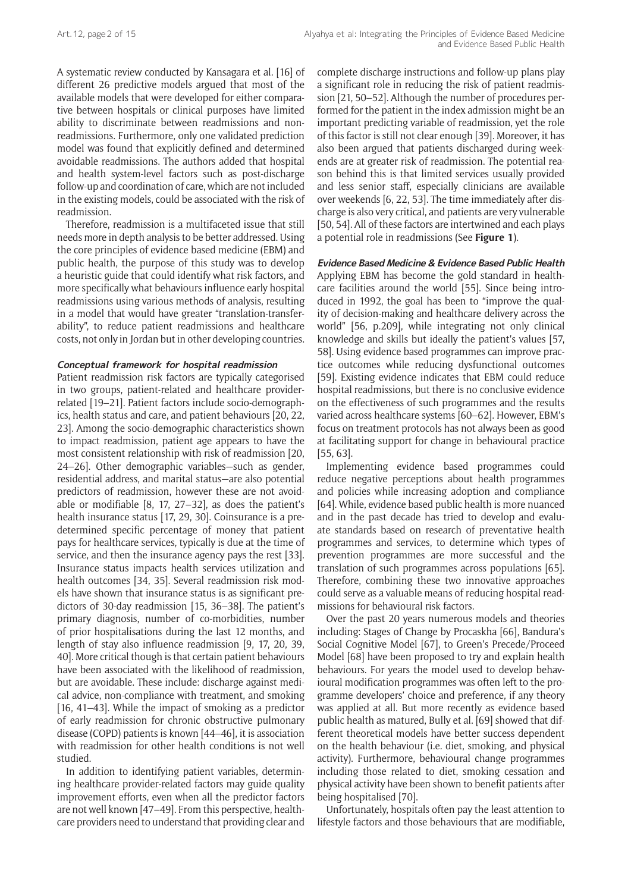A systematic review conducted by Kansagara et al. [16] of different 26 predictive models argued that most of the available models that were developed for either comparative between hospitals or clinical purposes have limited ability to discriminate between readmissions and non-readmissions. Furthermore, only one validated prediction model was found that explicitly defined and determined avoidable readmissions. The authors added that hospital and health system-level factors such as post-discharge follow-up and coordination of care, which are not included in the existing models, could be associated with the risk of readmission.

Therefore, readmission is a multifaceted issue that still needs more in depth analysis to be better addressed. Using the core principles of evidence based medicine (EBM) and public health, the purpose of this study was to develop a heuristic guide that could identify what risk factors, and more specifically what behaviours influence early hospital readmissions using various methods of analysis, resulting in a model that would have greater "translation-transferability", to reduce patient readmissions and healthcare costs, not only in Jordan but in other developing countries.

### Conceptual framework for hospital readmission

Patient readmission risk factors are typically categorised in two groups, patient-related and healthcare provider-related [19–21]. Patient factors include socio-demographics, health status and care, and patient behaviours [20, 22, 23]. Among the socio-demographic characteristics shown to impact readmission, patient age appears to have the most consistent relationship with risk of readmission [20, 24–26]. Other demographic variables—such as gender, residential address, and marital status—are also potential predictors of readmission, however these are not avoidable or modifiable [8, 17, 27–32], as does the patient's health insurance status [17, 29, 30]. Coinsurance is a predetermined specific percentage of money that patient pays for healthcare services, typically is due at the time of service, and then the insurance agency pays the rest [33]. Insurance status impacts health services utilization and health outcomes [34, 35]. Several readmission risk models have shown that insurance status is as significant predictors of 30-day readmission [15, 36–38]. The patient's primary diagnosis, number of co-morbidities, number of prior hospitalisations during the last 12 months, and length of stay also influence readmission [9, 17, 20, 39, 40]. More critical though is that certain patient behaviours have been associated with the likelihood of readmission, but are avoidable. These include: discharge against medical advice, non-compliance with treatment, and smoking [16, 41–43]. While the impact of smoking as a predictor of early readmission for chronic obstructive pulmonary disease (COPD) patients is known [44–46], it is association with readmission for other health conditions is not well studied.

In addition to identifying patient variables, determining healthcare provider-related factors may guide quality improvement efforts, even when all the predictor factors are not well known [47–49]. From this perspective, healthcare providers need to understand that providing clear and complete discharge instructions and follow-up plans play a significant role in reducing the risk of patient readmission [21, 50–52]. Although the number of procedures performed for the patient in the index admission might be an important predicting variable of readmission, yet the role of this factor is still not clear enough [39]. Moreover, it has also been argued that patients discharged during weekends are at greater risk of readmission. The potential reason behind this is that limited services usually provided and less senior staff, especially clinicians are available over weekends [6, 22, 53]. The time immediately after discharge is also very critical, and patients are very vulnerable [50, 54]. All of these factors are intertwined and each plays a potential role in readmissions (See **Figure 1**).

### Evidence Based Medicine & Evidence Based Public Health

Applying EBM has become the gold standard in healthcare facilities around the world [55]. Since being introduced in 1992, the goal has been to "improve the quality of decision-making and healthcare delivery across the world" [56, p.209], while integrating not only clinical knowledge and skills but ideally the patient's values [57, 58]. Using evidence based programmes can improve practice outcomes while reducing dysfunctional outcomes [59]. Existing evidence indicates that EBM could reduce hospital readmissions, but there is no conclusive evidence on the effectiveness of such programmes and the results varied across healthcare systems [60–62]. However, EBM's focus on treatment protocols has not always been as good at facilitating support for change in behavioural practice [55, 63].

Implementing evidence based programmes could reduce negative perceptions about health programmes and policies while increasing adoption and compliance [64]. While, evidence based public health is more nuanced and in the past decade has tried to develop and evaluate standards based on research of preventative health programmes and services, to determine which types of prevention programmes are more successful and the translation of such programmes across populations [65]. Therefore, combining these two innovative approaches could serve as a valuable means of reducing hospital readmissions for behavioural risk factors.

Over the past 20 years numerous models and theories including: Stages of Change by Procaskha [66], Bandura's Social Cognitive Model [67], to Green's Precede/Proceed Model [68] have been proposed to try and explain health behaviours. For years the model used to develop behavioural modification programmes was often left to the programme developers' choice and preference, if any theory was applied at all. But more recently as evidence based public health as matured, Bully et al. [69] showed that different theoretical models have better success dependent on the health behaviour (i.e. diet, smoking, and physical activity). Furthermore, behavioural change programmes including those related to diet, smoking cessation and physical activity have been shown to benefit patients after being hospitalised [70].

Unfortunately, hospitals often pay the least attention to lifestyle factors and those behaviours that are modifiable,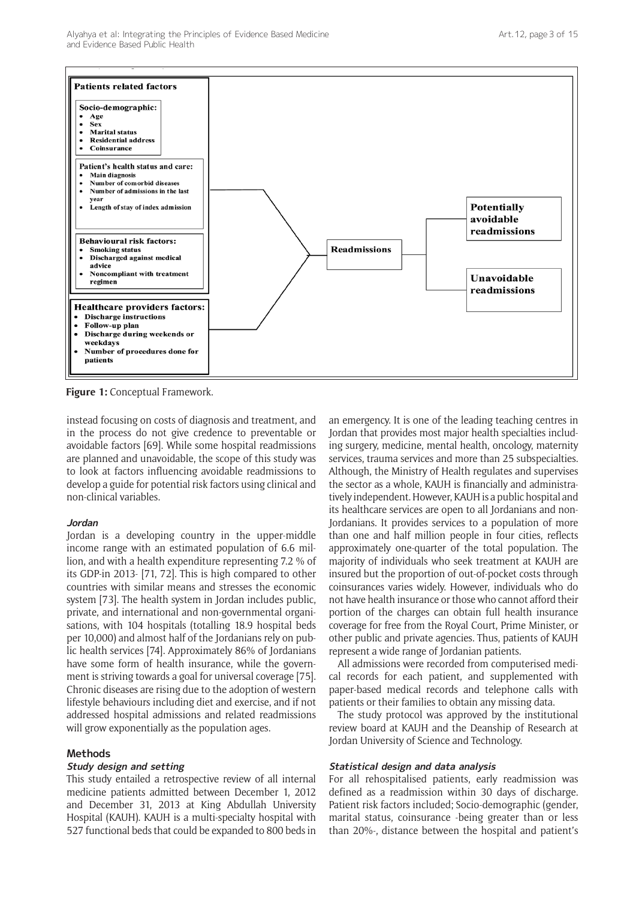**Patients related factors**

**Socio-demographic:**
- **Age**
- **Sex**
- **Marital status**
- **Residential address**
- **Coinsurance**

**Patient's health status and care:**
- **Main diagnosis**
- **Number of comorbid diseases**
- **Number of admissions in the last year**
- **Length of stay of index admission**

**Behavioural risk factors:**
- **Smoking status**
- **Discharged against medical advice**
- **Noncompliant with treatment regimen**

**Healthcare providers factors:**
- **Discharge instructions**
- **Follow-up plan**
- **Discharge during weekends or weekdays**
- **Number of procedures done for patients**

**Readmissions**

**Potentially avoidable readmissions**

**Unavoidable readmissions**

**Figure 1:** Conceptual Framework.

instead focusing on costs of diagnosis and treatment, and in the process do not give credence to preventable or avoidable factors [69]. While some hospital readmissions are planned and unavoidable, the scope of this study was to look at factors influencing avoidable readmissions to develop a guide for potential risk factors using clinical and non-clinical variables.

#### *Jordan*

Jordan is a developing country in the upper-middle income range with an estimated population of 6.6 million, and with a health expenditure representing 7.2 % of its GDP-in 2013- [71, 72]. This is high compared to other countries with similar means and stresses the economic system [73]. The health system in Jordan includes public, private, and international and non-governmental organisations, with 104 hospitals (totalling 18.9 hospital beds per 10,000) and almost half of the Jordanians rely on public health services [74]. Approximately 86% of Jordanians have some form of health insurance, while the government is striving towards a goal for universal coverage [75]. Chronic diseases are rising due to the adoption of western lifestyle behaviours including diet and exercise, and if not addressed hospital admissions and related readmissions will grow exponentially as the population ages.

## Methods

#### *Study design and setting*

This study entailed a retrospective review of all internal medicine patients admitted between December 1, 2012 and December 31, 2013 at King Abdullah University Hospital (KAUH). KAUH is a multi-specialty hospital with 527 functional beds that could be expanded to 800 beds in an emergency. It is one of the leading teaching centres in Jordan that provides most major health specialties including surgery, medicine, mental health, oncology, maternity services, trauma services and more than 25 subspecialties. Although, the Ministry of Health regulates and supervises the sector as a whole, KAUH is financially and administratively independent. However, KAUH is a public hospital and its healthcare services are open to all Jordanians and non-Jordanians. It provides services to a population of more than one and half million people in four cities, reflects approximately one-quarter of the total population. The majority of individuals who seek treatment at KAUH are insured but the proportion of out-of-pocket costs through coinsurances varies widely. However, individuals who do not have health insurance or those who cannot afford their portion of the charges can obtain full health insurance coverage for free from the Royal Court, Prime Minister, or other public and private agencies. Thus, patients of KAUH represent a wide range of Jordanian patients.

All admissions were recorded from computerised medical records for each patient, and supplemented with paper-based medical records and telephone calls with patients or their families to obtain any missing data.

The study protocol was approved by the institutional review board at KAUH and the Deanship of Research at Jordan University of Science and Technology.

#### *Statistical design and data analysis*

For all rehospitalised patients, early readmission was defined as a readmission within 30 days of discharge. Patient risk factors included; Socio-demographic (gender, marital status, coinsurance -being greater than or less than 20%-, distance between the hospital and patient's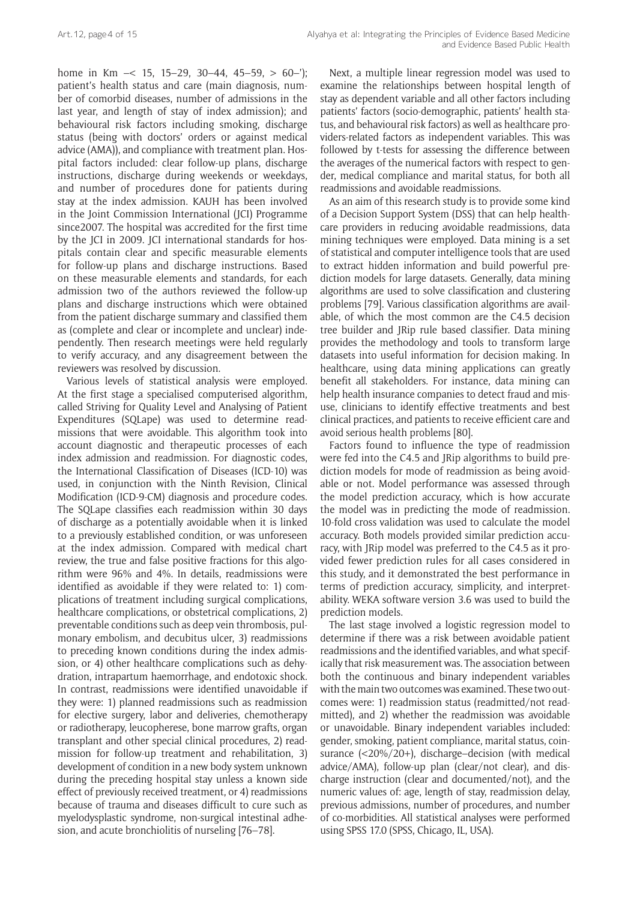home in Km –< 15, 15–29, 30–44, 45–59, > 60–'); patient's health status and care (main diagnosis, number of comorbid diseases, number of admissions in the last year, and length of stay of index admission); and behavioural risk factors including smoking, discharge status (being with doctors' orders or against medical advice (AMA)), and compliance with treatment plan. Hospital factors included: clear follow-up plans, discharge instructions, discharge during weekends or weekdays, and number of procedures done for patients during stay at the index admission. KAUH has been involved in the Joint Commission International (JCI) Programme since2007. The hospital was accredited for the first time by the JCI in 2009. JCI international standards for hospitals contain clear and specific measurable elements for follow-up plans and discharge instructions. Based on these measurable elements and standards, for each admission two of the authors reviewed the follow-up plans and discharge instructions which were obtained from the patient discharge summary and classified them as (complete and clear or incomplete and unclear) independently. Then research meetings were held regularly to verify accuracy, and any disagreement between the reviewers was resolved by discussion.

Various levels of statistical analysis were employed. At the first stage a specialised computerised algorithm, called Striving for Quality Level and Analysing of Patient Expenditures (SQLape) was used to determine readmissions that were avoidable. This algorithm took into account diagnostic and therapeutic processes of each index admission and readmission. For diagnostic codes, the International Classification of Diseases (ICD-10) was used, in conjunction with the Ninth Revision, Clinical Modification (ICD-9-CM) diagnosis and procedure codes. The SQLape classifies each readmission within 30 days of discharge as a potentially avoidable when it is linked to a previously established condition, or was unforeseen at the index admission. Compared with medical chart review, the true and false positive fractions for this algorithm were 96% and 4%. In details, readmissions were identified as avoidable if they were related to: 1) complications of treatment including surgical complications, healthcare complications, or obstetrical complications, 2) preventable conditions such as deep vein thrombosis, pulmonary embolism, and decubitus ulcer, 3) readmissions to preceding known conditions during the index admission, or 4) other healthcare complications such as dehydration, intrapartum haemorrhage, and endotoxic shock. In contrast, readmissions were identified unavoidable if they were: 1) planned readmissions such as readmission for elective surgery, labor and deliveries, chemotherapy or radiotherapy, leucopherese, bone marrow grafts, organ transplant and other special clinical procedures, 2) readmission for follow-up treatment and rehabilitation, 3) development of condition in a new body system unknown during the preceding hospital stay unless a known side effect of previously received treatment, or 4) readmissions because of trauma and diseases difficult to cure such as myelodysplastic syndrome, non-surgical intestinal adhesion, and acute bronchiolitis of nurseling [76–78].

Next, a multiple linear regression model was used to examine the relationships between hospital length of stay as dependent variable and all other factors including patients' factors (socio-demographic, patients' health status, and behavioural risk factors) as well as healthcare providers-related factors as independent variables. This was followed by t-tests for assessing the difference between the averages of the numerical factors with respect to gender, medical compliance and marital status, for both all readmissions and avoidable readmissions.

As an aim of this research study is to provide some kind of a Decision Support System (DSS) that can help healthcare providers in reducing avoidable readmissions, data mining techniques were employed. Data mining is a set of statistical and computer intelligence tools that are used to extract hidden information and build powerful prediction models for large datasets. Generally, data mining algorithms are used to solve classification and clustering problems [79]. Various classification algorithms are available, of which the most common are the C4.5 decision tree builder and JRip rule based classifier. Data mining provides the methodology and tools to transform large datasets into useful information for decision making. In healthcare, using data mining applications can greatly benefit all stakeholders. For instance, data mining can help health insurance companies to detect fraud and misuse, clinicians to identify effective treatments and best clinical practices, and patients to receive efficient care and avoid serious health problems [80].

Factors found to influence the type of readmission were fed into the C4.5 and JRip algorithms to build prediction models for mode of readmission as being avoidable or not. Model performance was assessed through the model prediction accuracy, which is how accurate the model was in predicting the mode of readmission. 10-fold cross validation was used to calculate the model accuracy. Both models provided similar prediction accuracy, with JRip model was preferred to the C4.5 as it provided fewer prediction rules for all cases considered in this study, and it demonstrated the best performance in terms of prediction accuracy, simplicity, and interpretability. WEKA software version 3.6 was used to build the prediction models.

The last stage involved a logistic regression model to determine if there was a risk between avoidable patient readmissions and the identified variables, and what specifically that risk measurement was. The association between both the continuous and binary independent variables with the main two outcomes was examined. These two outcomes were: 1) readmission status (readmitted/not readmitted), and 2) whether the readmission was avoidable or unavoidable. Binary independent variables included: gender, smoking, patient compliance, marital status, coinsurance (<20%/20+), discharge–decision (with medical advice/AMA), follow-up plan (clear/not clear), and discharge instruction (clear and documented/not), and the numeric values of: age, length of stay, readmission delay, previous admissions, number of procedures, and number of co-morbidities. All statistical analyses were performed using SPSS 17.0 (SPSS, Chicago, IL, USA).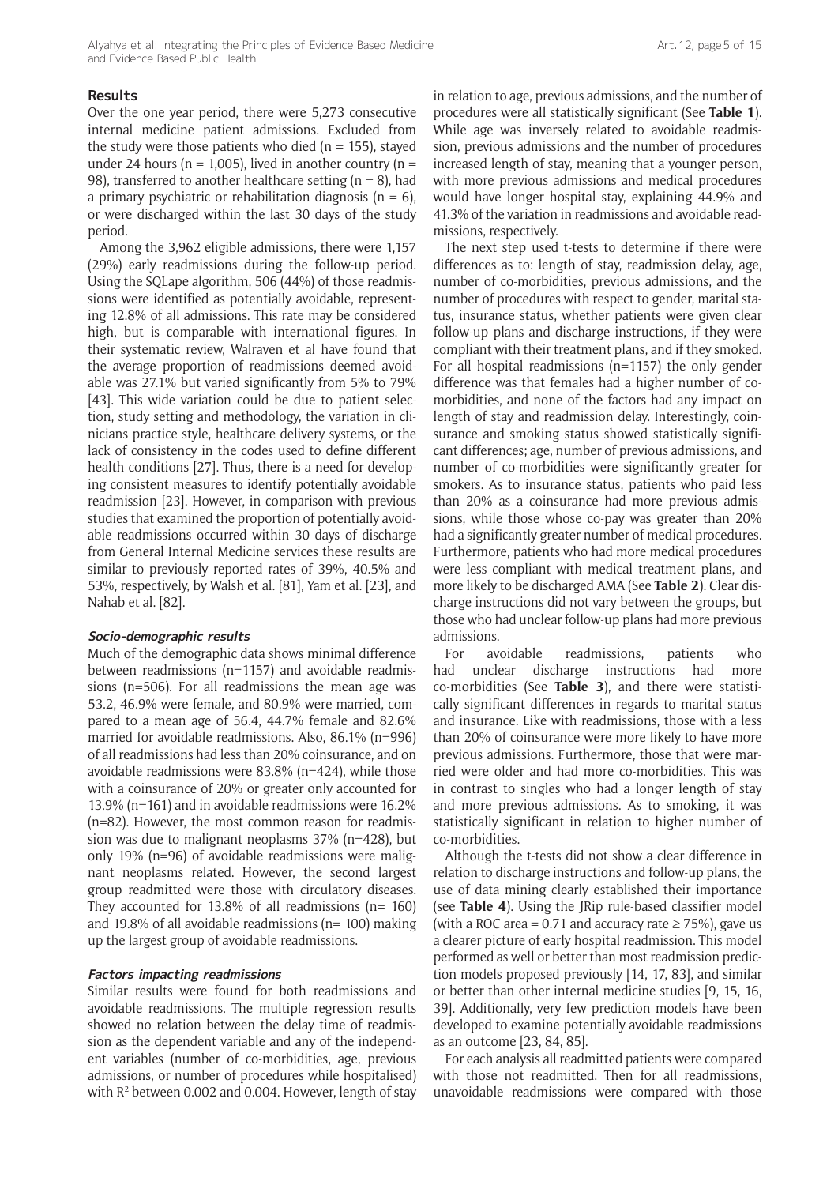## Results

Over the one year period, there were 5,273 consecutive internal medicine patient admissions. Excluded from the study were those patients who died (n = 155), stayed under 24 hours (n = 1,005), lived in another country (n = 98), transferred to another healthcare setting (n = 8), had a primary psychiatric or rehabilitation diagnosis (n = 6), or were discharged within the last 30 days of the study period.

Among the 3,962 eligible admissions, there were 1,157 (29%) early readmissions during the follow-up period. Using the SQLape algorithm, 506 (44%) of those readmissions were identified as potentially avoidable, representing 12.8% of all admissions. This rate may be considered high, but is comparable with international figures. In their systematic review, Walraven et al have found that the average proportion of readmissions deemed avoidable was 27.1% but varied significantly from 5% to 79% [43]. This wide variation could be due to patient selection, study setting and methodology, the variation in clinicians practice style, healthcare delivery systems, or the lack of consistency in the codes used to define different health conditions [27]. Thus, there is a need for developing consistent measures to identify potentially avoidable readmission [23]. However, in comparison with previous studies that examined the proportion of potentially avoidable readmissions occurred within 30 days of discharge from General Internal Medicine services these results are similar to previously reported rates of 39%, 40.5% and 53%, respectively, by Walsh et al. [81], Yam et al. [23], and Nahab et al. [82].

### *Socio-demographic results*

Much of the demographic data shows minimal difference between readmissions (n=1157) and avoidable readmissions (n=506). For all readmissions the mean age was 53.2, 46.9% were female, and 80.9% were married, compared to a mean age of 56.4, 44.7% female and 82.6% married for avoidable readmissions. Also, 86.1% (n=996) of all readmissions had less than 20% coinsurance, and on avoidable readmissions were 83.8% (n=424), while those with a coinsurance of 20% or greater only accounted for 13.9% (n=161) and in avoidable readmissions were 16.2% (n=82). However, the most common reason for readmission was due to malignant neoplasms 37% (n=428), but only 19% (n=96) of avoidable readmissions were malignant neoplasms related. However, the second largest group readmitted were those with circulatory diseases. They accounted for 13.8% of all readmissions (n= 160) and 19.8% of all avoidable readmissions (n= 100) making up the largest group of avoidable readmissions.

### *Factors impacting readmissions*

Similar results were found for both readmissions and avoidable readmissions. The multiple regression results showed no relation between the delay time of readmission as the dependent variable and any of the independent variables (number of co-morbidities, age, previous admissions, or number of procedures while hospitalised) with $R^2$ between 0.002 and 0.004. However, length of stay in relation to age, previous admissions, and the number of procedures were all statistically significant (See **Table 1**). While age was inversely related to avoidable readmission, previous admissions and the number of procedures increased length of stay, meaning that a younger person, with more previous admissions and medical procedures would have longer hospital stay, explaining 44.9% and 41.3% of the variation in readmissions and avoidable readmissions, respectively.

The next step used t-tests to determine if there were differences as to: length of stay, readmission delay, age, number of co-morbidities, previous admissions, and the number of procedures with respect to gender, marital status, insurance status, whether patients were given clear follow-up plans and discharge instructions, if they were compliant with their treatment plans, and if they smoked. For all hospital readmissions (n=1157) the only gender difference was that females had a higher number of co-morbidities, and none of the factors had any impact on length of stay and readmission delay. Interestingly, coinsurance and smoking status showed statistically significant differences; age, number of previous admissions, and number of co-morbidities were significantly greater for smokers. As to insurance status, patients who paid less than 20% as a coinsurance had more previous admissions, while those whose co-pay was greater than 20% had a significantly greater number of medical procedures. Furthermore, patients who had more medical procedures were less compliant with medical treatment plans, and more likely to be discharged AMA (See **Table 2**). Clear discharge instructions did not vary between the groups, but those who had unclear follow-up plans had more previous admissions.

For avoidable readmissions, patients who had unclear discharge instructions had more co-morbidities (See **Table 3**), and there were statistically significant differences in regards to marital status and insurance. Like with readmissions, those with a less than 20% of coinsurance were more likely to have more previous admissions. Furthermore, those that were married were older and had more co-morbidities. This was in contrast to singles who had a longer length of stay and more previous admissions. As to smoking, it was statistically significant in relation to higher number of co-morbidities.

Although the t-tests did not show a clear difference in relation to discharge instructions and follow-up plans, the use of data mining clearly established their importance (see **Table 4**). Using the JRip rule-based classifier model (with a ROC area = 0.71 and accuracy rate ≥ 75%), gave us a clearer picture of early hospital readmission. This model performed as well or better than most readmission prediction models proposed previously [14, 17, 83], and similar or better than other internal medicine studies [9, 15, 16, 39]. Additionally, very few prediction models have been developed to examine potentially avoidable readmissions as an outcome [23, 84, 85].

For each analysis all readmitted patients were compared with those not readmitted. Then for all readmissions, unavoidable readmissions were compared with those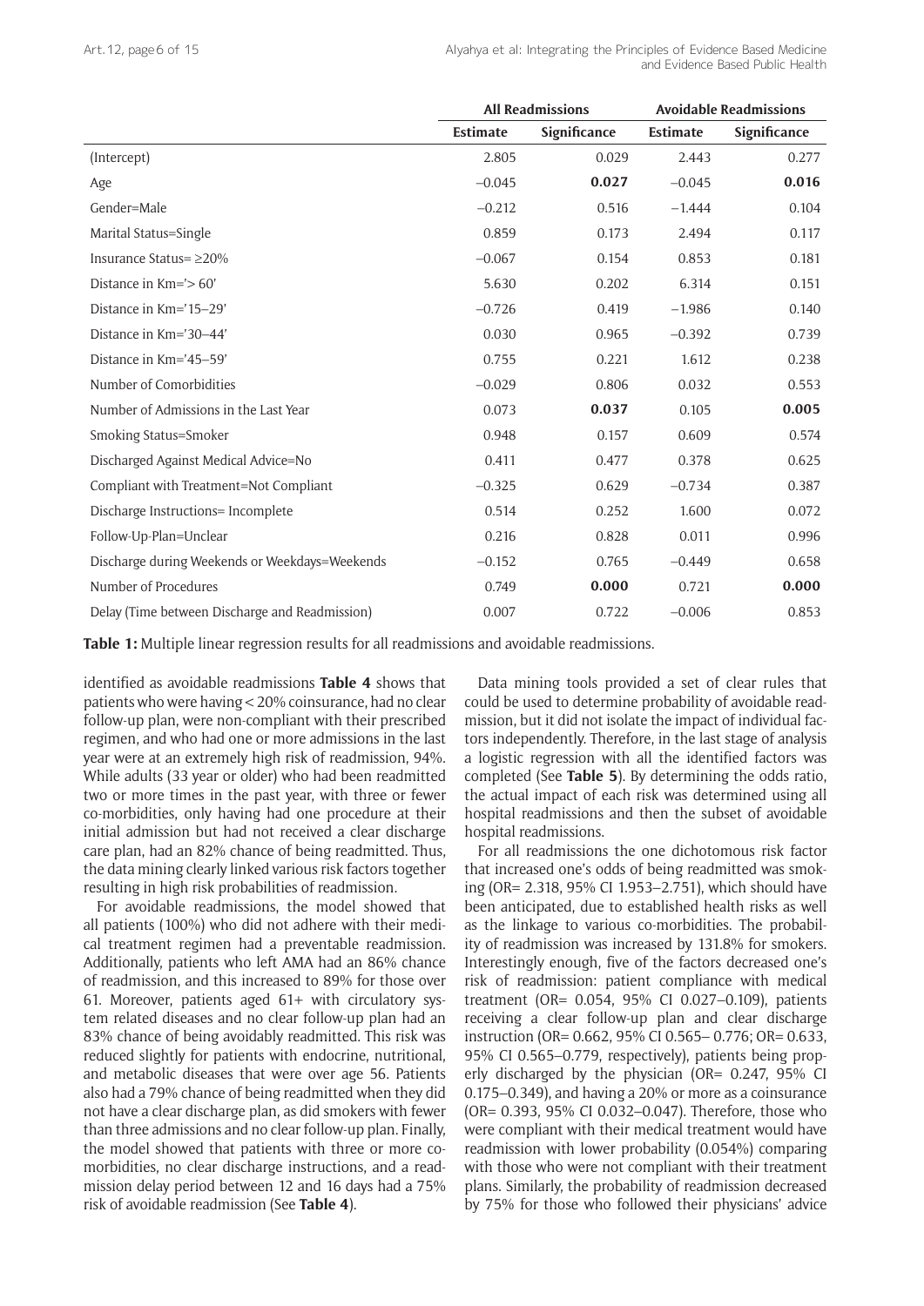| | All Readmissions | | Avoidable Readmissions | |
|---|---|---|---|---|
| | **Estimate** | **Significance** | **Estimate** | **Significance** |
| (Intercept) | 2.805 | 0.029 | 2.443 | 0.277 |
| Age | −0.045 | **0.027** | −0.045 | **0.016** |
| Gender=Male | −0.212 | 0.516 | −1.444 | 0.104 |
| Marital Status=Single | 0.859 | 0.173 | 2.494 | 0.117 |
| Insurance Status= ≥20% | −0.067 | 0.154 | 0.853 | 0.181 |
| Distance in Km='> 60' | 5.630 | 0.202 | 6.314 | 0.151 |
| Distance in Km='15–29' | −0.726 | 0.419 | −1.986 | 0.140 |
| Distance in Km='30–44' | 0.030 | 0.965 | −0.392 | 0.739 |
| Distance in Km='45–59' | 0.755 | 0.221 | 1.612 | 0.238 |
| Number of Comorbidities | −0.029 | 0.806 | 0.032 | 0.553 |
| Number of Admissions in the Last Year | 0.073 | **0.037** | 0.105 | **0.005** |
| Smoking Status=Smoker | 0.948 | 0.157 | 0.609 | 0.574 |
| Discharged Against Medical Advice=No | 0.411 | 0.477 | 0.378 | 0.625 |
| Compliant with Treatment=Not Compliant | −0.325 | 0.629 | −0.734 | 0.387 |
| Discharge Instructions= Incomplete | 0.514 | 0.252 | 1.600 | 0.072 |
| Follow-Up-Plan=Unclear | 0.216 | 0.828 | 0.011 | 0.996 |
| Discharge during Weekends or Weekdays=Weekends | −0.152 | 0.765 | −0.449 | 0.658 |
| Number of Procedures | 0.749 | **0.000** | 0.721 | **0.000** |
| Delay (Time between Discharge and Readmission) | 0.007 | 0.722 | −0.006 | 0.853 |

**Table 1:** Multiple linear regression results for all readmissions and avoidable readmissions.

identified as avoidable readmissions **Table 4** shows that patients who were having < 20% coinsurance, had no clear follow-up plan, were non-compliant with their prescribed regimen, and who had one or more admissions in the last year were at an extremely high risk of readmission, 94%. While adults (33 year or older) who had been readmitted two or more times in the past year, with three or fewer co-morbidities, only having had one procedure at their initial admission but had not received a clear discharge care plan, had an 82% chance of being readmitted. Thus, the data mining clearly linked various risk factors together resulting in high risk probabilities of readmission.

For avoidable readmissions, the model showed that all patients (100%) who did not adhere with their medical treatment regimen had a preventable readmission. Additionally, patients who left AMA had an 86% chance of readmission, and this increased to 89% for those over 61. Moreover, patients aged 61+ with circulatory system related diseases and no clear follow-up plan had an 83% chance of being avoidably readmitted. This risk was reduced slightly for patients with endocrine, nutritional, and metabolic diseases that were over age 56. Patients also had a 79% chance of being readmitted when they did not have a clear discharge plan, as did smokers with fewer than three admissions and no clear follow-up plan. Finally, the model showed that patients with three or more co-morbidities, no clear discharge instructions, and a readmission delay period between 12 and 16 days had a 75% risk of avoidable readmission (See **Table 4**).

Data mining tools provided a set of clear rules that could be used to determine probability of avoidable readmission, but it did not isolate the impact of individual factors independently. Therefore, in the last stage of analysis a logistic regression with all the identified factors was completed (See **Table 5**). By determining the odds ratio, the actual impact of each risk was determined using all hospital readmissions and then the subset of avoidable hospital readmissions.

For all readmissions the one dichotomous risk factor that increased one's odds of being readmitted was smoking (OR= 2.318, 95% CI 1.953–2.751), which should have been anticipated, due to established health risks as well as the linkage to various co-morbidities. The probability of readmission was increased by 131.8% for smokers. Interestingly enough, five of the factors decreased one's risk of readmission: patient compliance with medical treatment (OR= 0.054, 95% CI 0.027–0.109), patients receiving a clear follow-up plan and clear discharge instruction (OR= 0.662, 95% CI 0.565– 0.776; OR= 0.633, 95% CI 0.565–0.779, respectively), patients being properly discharged by the physician (OR= 0.247, 95% CI 0.175–0.349), and having a 20% or more as a coinsurance (OR= 0.393, 95% CI 0.032–0.047). Therefore, those who were compliant with their medical treatment would have readmission with lower probability (0.054%) comparing with those who were not compliant with their treatment plans. Similarly, the probability of readmission decreased by 75% for those who followed their physicians' advice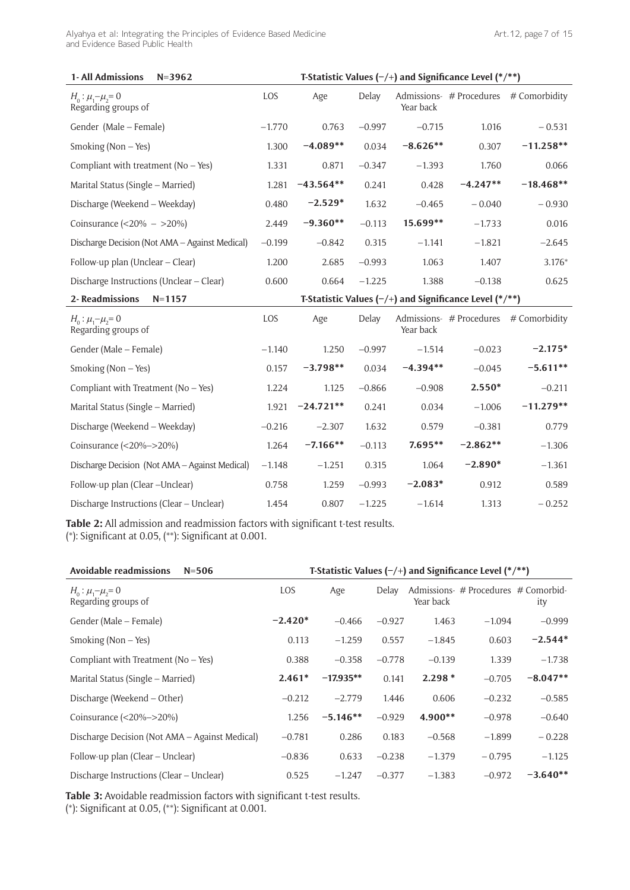| **1- All Admissions N=3962** | **T-Statistic Values (−/+) and Significance Level (\*/\*\*)** | | | | | |
|---|---|---|---|---|---|---|
| $H_0: \mu_1 - \mu_2 = 0$ Regarding groups of | LOS | Age | Delay | Admissions-Year back | # Procedures | # Comorbidity |
| Gender (Male – Female) | −1.770 | 0.763 | −0.997 | −0.715 | 1.016 | − 0.531 |
| Smoking (Non – Yes) | 1.300 | **−4.089\*\*** | 0.034 | **−8.626\*\*** | 0.307 | **−11.258\*\*** |
| Compliant with treatment (No – Yes) | 1.331 | 0.871 | −0.347 | −1.393 | 1.760 | 0.066 |
| Marital Status (Single – Married) | 1.281 | **−43.564\*\*** | 0.241 | 0.428 | **−4.247\*\*** | **−18.468\*\*** |
| Discharge (Weekend – Weekday) | 0.480 | **−2.529\*** | 1.632 | −0.465 | − 0.040 | − 0.930 |
| Coinsurance (<20% – >20%) | 2.449 | **−9.360\*\*** | −0.113 | **15.699\*\*** | −1.733 | 0.016 |
| Discharge Decision (Not AMA – Against Medical) | −0.199 | −0.842 | 0.315 | −1.141 | −1.821 | −2.645 |
| Follow-up plan (Unclear – Clear) | 1.200 | 2.685 | −0.993 | 1.063 | 1.407 | 3.176\* |
| Discharge Instructions (Unclear – Clear) | 0.600 | 0.664 | −1.225 | 1.388 | −0.138 | 0.625 |
| **2- Readmissions N=1157** | **T-Statistic Values (−/+) and Significance Level (\*/\*\*)** | | | | | |
| $H_0: \mu_1 - \mu_2 = 0$ Regarding groups of | LOS | Age | Delay | Admissions-Year back | # Procedures | # Comorbidity |
| Gender (Male – Female) | −1.140 | 1.250 | −0.997 | −1.514 | −0.023 | **−2.175\*** |
| Smoking (Non – Yes) | 0.157 | **−3.798\*\*** | 0.034 | **−4.394\*\*** | −0.045 | **−5.611\*\*** |
| Compliant with Treatment (No – Yes) | 1.224 | 1.125 | −0.866 | −0.908 | **2.550\*** | −0.211 |
| Marital Status (Single – Married) | 1.921 | **−24.721\*\*** | 0.241 | 0.034 | −1.006 | **−11.279\*\*** |
| Discharge (Weekend – Weekday) | −0.216 | −2.307 | 1.632 | 0.579 | −0.381 | 0.779 |
| Coinsurance (<20%–>20%) | 1.264 | **−7.166\*\*** | −0.113 | **7.695\*\*** | **−2.862\*\*** | −1.306 |
| Discharge Decision (Not AMA – Against Medical) | −1.148 | −1.251 | 0.315 | 1.064 | **−2.890\*** | −1.361 |
| Follow-up plan (Clear –Unclear) | 0.758 | 1.259 | −0.993 | **−2.083\*** | 0.912 | 0.589 |
| Discharge Instructions (Clear – Unclear) | 1.454 | 0.807 | −1.225 | −1.614 | 1.313 | − 0.252 |

**Table 2:** All admission and readmission factors with significant t-test results.
(\*): Significant at 0.05, (\*\*): Significant at 0.001.

| **Avoidable readmissions N=506** | **T-Statistic Values (−/+) and Significance Level (\*/\*\*)** | | | | | |
|---|---|---|---|---|---|---|
| $H_0: \mu_1 - \mu_2 = 0$ Regarding groups of | LOS | Age | Delay | Admissions-Year back | # Procedures | # Comorbidity |
| Gender (Male – Female) | **−2.420\*** | −0.466 | −0.927 | 1.463 | −1.094 | −0.999 |
| Smoking (Non – Yes) | 0.113 | −1.259 | 0.557 | −1.845 | 0.603 | **−2.544\*** |
| Compliant with Treatment (No – Yes) | 0.388 | −0.358 | −0.778 | −0.139 | 1.339 | −1.738 |
| Marital Status (Single – Married) | **2.461\*** | **−17.935\*\*** | 0.141 | **2.298 \*** | −0.705 | **−8.047\*\*** |
| Discharge (Weekend – Other) | −0.212 | −2.779 | 1.446 | 0.606 | −0.232 | −0.585 |
| Coinsurance (<20%–>20%) | 1.256 | **−5.146\*\*** | −0.929 | **4.900\*\*** | −0.978 | −0.640 |
| Discharge Decision (Not AMA – Against Medical) | −0.781 | 0.286 | 0.183 | −0.568 | −1.899 | − 0.228 |
| Follow-up plan (Clear – Unclear) | −0.836 | 0.633 | −0.238 | −1.379 | − 0.795 | −1.125 |
| Discharge Instructions (Clear – Unclear) | 0.525 | −1.247 | −0.377 | −1.383 | −0.972 | **−3.640\*\*** |

**Table 3:** Avoidable readmission factors with significant t-test results.
(\*): Significant at 0.05, (\*\*): Significant at 0.001.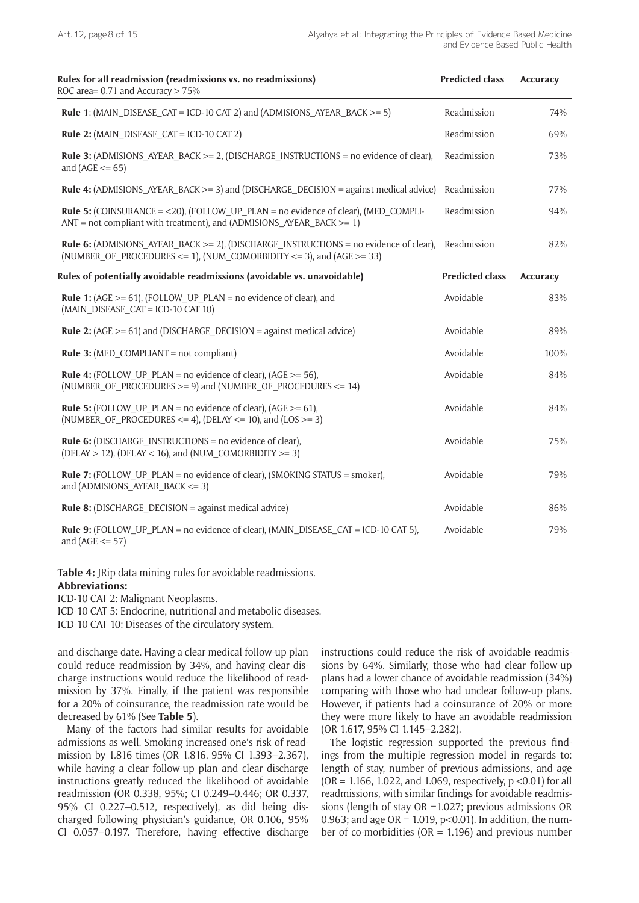| Rules for all readmission (readmissions vs. no readmissions)<br>ROC area= 0.71 and Accuracy > 75% | Predicted class | Accuracy |
|---|---|---|
| **Rule 1**: (MAIN_DISEASE_CAT = ICD-10 CAT 2) and (ADMISIONS_AYEAR_BACK >= 5) | Readmission | 74% |
| **Rule 2:** (MAIN_DISEASE_CAT = ICD-10 CAT 2) | Readmission | 69% |
| **Rule 3:** (ADMISIONS_AYEAR_BACK >= 2, (DISCHARGE_INSTRUCTIONS = no evidence of clear), and (AGE <= 65) | Readmission | 73% |
| **Rule 4:** (ADMISIONS_AYEAR_BACK >= 3) and (DISCHARGE_DECISION = against medical advice) | Readmission | 77% |
| **Rule 5:** (COINSURANCE = <20), (FOLLOW_UP_PLAN = no evidence of clear), (MED_COMPLIANT = not compliant with treatment), and (ADMISIONS_AYEAR_BACK >= 1) | Readmission | 94% |
| **Rule 6:** (ADMISIONS_AYEAR_BACK >= 2), (DISCHARGE_INSTRUCTIONS = no evidence of clear), (NUMBER_OF_PROCEDURES <= 1), (NUM_COMORBIDITY <= 3), and (AGE >= 33) | Readmission | 82% |
| **Rules of potentially avoidable readmissions (avoidable vs. unavoidable)** | **Predicted class** | **Accuracy** |
| **Rule 1:** (AGE >= 61), (FOLLOW_UP_PLAN = no evidence of clear), and (MAIN_DISEASE_CAT = ICD-10 CAT 10) | Avoidable | 83% |
| **Rule 2:** (AGE >= 61) and (DISCHARGE_DECISION = against medical advice) | Avoidable | 89% |
| **Rule 3:** (MED_COMPLIANT = not compliant) | Avoidable | 100% |
| **Rule 4:** (FOLLOW_UP_PLAN = no evidence of clear), (AGE >= 56), (NUMBER_OF_PROCEDURES >= 9) and (NUMBER_OF_PROCEDURES <= 14) | Avoidable | 84% |
| **Rule 5:** (FOLLOW_UP_PLAN = no evidence of clear), (AGE >= 61), (NUMBER_OF_PROCEDURES <= 4), (DELAY <= 10), and (LOS >= 3) | Avoidable | 84% |
| **Rule 6:** (DISCHARGE_INSTRUCTIONS = no evidence of clear), (DELAY > 12), (DELAY < 16), and (NUM_COMORBIDITY >= 3) | Avoidable | 75% |
| **Rule 7:** (FOLLOW_UP_PLAN = no evidence of clear), (SMOKING STATUS = smoker), and (ADMISIONS_AYEAR_BACK <= 3) | Avoidable | 79% |
| **Rule 8:** (DISCHARGE_DECISION = against medical advice) | Avoidable | 86% |
| **Rule 9:** (FOLLOW_UP_PLAN = no evidence of clear), (MAIN_DISEASE_CAT = ICD-10 CAT 5), and (AGE <= 57) | Avoidable | 79% |

**Table 4:** JRip data mining rules for avoidable readmissions.
**Abbreviations:**
ICD-10 CAT 2: Malignant Neoplasms.
ICD-10 CAT 5: Endocrine, nutritional and metabolic diseases.
ICD-10 CAT 10: Diseases of the circulatory system.

and discharge date. Having a clear medical follow-up plan could reduce readmission by 34%, and having clear discharge instructions would reduce the likelihood of readmission by 37%. Finally, if the patient was responsible for a 20% of coinsurance, the readmission rate would be decreased by 61% (See **Table 5**).

Many of the factors had similar results for avoidable admissions as well. Smoking increased one's risk of readmission by 1.816 times (OR 1.816, 95% CI 1.393–2.367), while having a clear follow-up plan and clear discharge instructions greatly reduced the likelihood of avoidable readmission (OR 0.338, 95%; CI 0.249–0.446; OR 0.337, 95% CI 0.227–0.512, respectively), as did being discharged following physician's guidance, OR 0.106, 95% CI 0.057–0.197. Therefore, having effective discharge instructions could reduce the risk of avoidable readmissions by 64%. Similarly, those who had clear follow-up plans had a lower chance of avoidable readmission (34%) comparing with those who had unclear follow-up plans. However, if patients had a coinsurance of 20% or more they were more likely to have an avoidable readmission (OR 1.617, 95% CI 1.145–2.282).

The logistic regression supported the previous findings from the multiple regression model in regards to: length of stay, number of previous admissions, and age (OR = 1.166, 1.022, and 1.069, respectively, $p < 0.01$) for all readmissions, with similar findings for avoidable readmissions (length of stay OR =1.027; previous admissions OR 0.963; and age OR = 1.019, $p < 0.01$). In addition, the number of co-morbidities (OR = 1.196) and previous number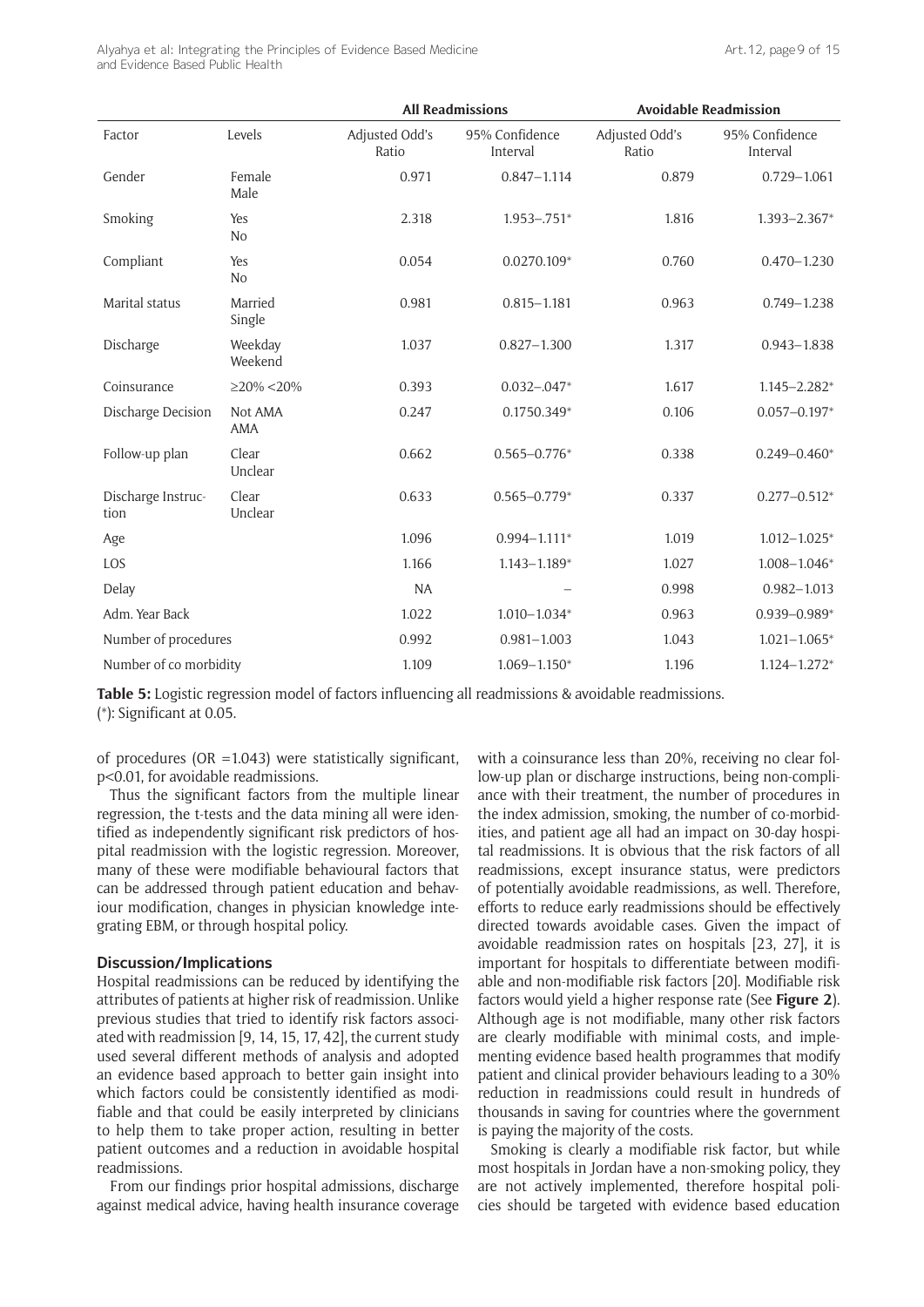| Factor | Levels | All Readmissions | | Avoidable Readmission | |
|---|---|---|---|---|---|
| | | Adjusted Odd's Ratio | 95% Confidence Interval | Adjusted Odd's Ratio | 95% Confidence Interval |
| Gender | Female<br>Male | 0.971 | 0.847–1.114 | 0.879 | 0.729–1.061 |
| Smoking | Yes<br>No | 2.318 | 1.953–.751* | 1.816 | 1.393–2.367* |
| Compliant | Yes<br>No | 0.054 | 0.0270.109* | 0.760 | 0.470–1.230 |
| Marital status | Married<br>Single | 0.981 | 0.815–1.181 | 0.963 | 0.749–1.238 |
| Discharge | Weekday<br>Weekend | 1.037 | 0.827–1.300 | 1.317 | 0.943–1.838 |
| Coinsurance | ≥20% <20% | 0.393 | 0.032–.047* | 1.617 | 1.145–2.282* |
| Discharge Decision | Not AMA<br>AMA | 0.247 | 0.1750.349* | 0.106 | 0.057–0.197* |
| Follow-up plan | Clear<br>Unclear | 0.662 | 0.565–0.776* | 0.338 | 0.249–0.460* |
| Discharge Instruction | Clear<br>Unclear | 0.633 | 0.565–0.779* | 0.337 | 0.277–0.512* |
| Age | | 1.096 | 0.994–1.111* | 1.019 | 1.012–1.025* |
| LOS | | 1.166 | 1.143–1.189* | 1.027 | 1.008–1.046* |
| Delay | | NA | – | 0.998 | 0.982–1.013 |
| Adm. Year Back | | 1.022 | 1.010–1.034* | 0.963 | 0.939–0.989* |
| Number of procedures | | 0.992 | 0.981–1.003 | 1.043 | 1.021–1.065* |
| Number of co morbidity | | 1.109 | 1.069–1.150* | 1.196 | 1.124–1.272* |

**Table 5:** Logistic regression model of factors influencing all readmissions & avoidable readmissions.
(*): Significant at 0.05.

of procedures (OR =1.043) were statistically significant, p<0.01, for avoidable readmissions.

Thus the significant factors from the multiple linear regression, the t-tests and the data mining all were identified as independently significant risk predictors of hospital readmission with the logistic regression. Moreover, many of these were modifiable behavioural factors that can be addressed through patient education and behaviour modification, changes in physician knowledge integrating EBM, or through hospital policy.

## Discussion/Implications

Hospital readmissions can be reduced by identifying the attributes of patients at higher risk of readmission. Unlike previous studies that tried to identify risk factors associated with readmission [9, 14, 15, 17, 42], the current study used several different methods of analysis and adopted an evidence based approach to better gain insight into which factors could be consistently identified as modifiable and that could be easily interpreted by clinicians to help them to take proper action, resulting in better patient outcomes and a reduction in avoidable hospital readmissions.

From our findings prior hospital admissions, discharge against medical advice, having health insurance coverage with a coinsurance less than 20%, receiving no clear follow-up plan or discharge instructions, being non-compliance with their treatment, the number of procedures in the index admission, smoking, the number of co-morbidities, and patient age all had an impact on 30-day hospital readmissions. It is obvious that the risk factors of all readmissions, except insurance status, were predictors of potentially avoidable readmissions, as well. Therefore, efforts to reduce early readmissions should be effectively directed towards avoidable cases. Given the impact of avoidable readmission rates on hospitals [23, 27], it is important for hospitals to differentiate between modifiable and non-modifiable risk factors [20]. Modifiable risk factors would yield a higher response rate (See **Figure 2**). Although age is not modifiable, many other risk factors are clearly modifiable with minimal costs, and implementing evidence based health programmes that modify patient and clinical provider behaviours leading to a 30% reduction in readmissions could result in hundreds of thousands in saving for countries where the government is paying the majority of the costs.

Smoking is clearly a modifiable risk factor, but while most hospitals in Jordan have a non-smoking policy, they are not actively implemented, therefore hospital policies should be targeted with evidence based education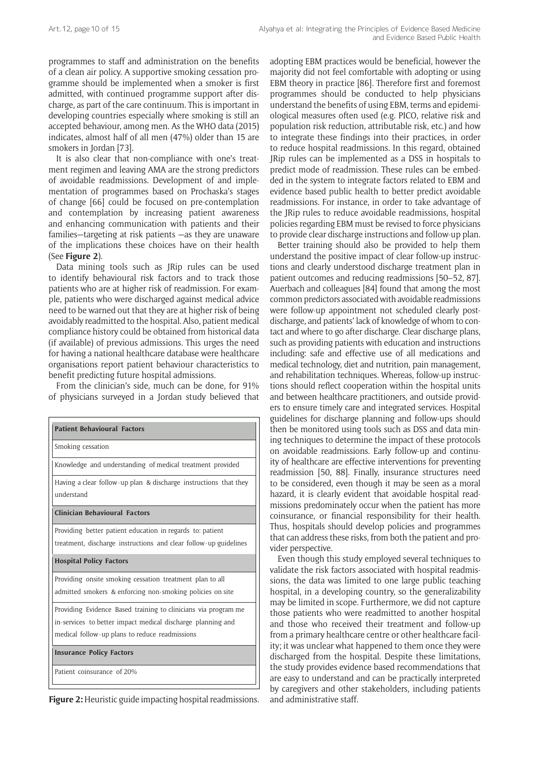programmes to staff and administration on the benefits of a clean air policy. A supportive smoking cessation programme should be implemented when a smoker is first admitted, with continued programme support after discharge, as part of the care continuum. This is important in developing countries especially where smoking is still an accepted behaviour, among men. As the WHO data (2015) indicates, almost half of all men (47%) older than 15 are smokers in Jordan [73].

It is also clear that non-compliance with one's treatment regimen and leaving AMA are the strong predictors of avoidable readmissions. Development of and implementation of programmes based on Prochaska's stages of change [66] could be focused on pre-contemplation and contemplation by increasing patient awareness and enhancing communication with patients and their families—targeting at risk patients —as they are unaware of the implications these choices have on their health (See **Figure 2**).

Data mining tools such as JRip rules can be used to identify behavioural risk factors and to track those patients who are at higher risk of readmission. For example, patients who were discharged against medical advice need to be warned out that they are at higher risk of being avoidably readmitted to the hospital. Also, patient medical compliance history could be obtained from historical data (if available) of previous admissions. This urges the need for having a national healthcare database were healthcare organisations report patient behaviour characteristics to benefit predicting future hospital admissions.

From the clinician's side, much can be done, for 91% of physicians surveyed in a Jordan study believed that adopting EBM practices would be beneficial, however the majority did not feel comfortable with adopting or using EBM theory in practice [86]. Therefore first and foremost programmes should be conducted to help physicians understand the benefits of using EBM, terms and epidemiological measures often used (e.g. PICO, relative risk and population risk reduction, attributable risk, etc.) and how to integrate these findings into their practices, in order to reduce hospital readmissions. In this regard, obtained JRip rules can be implemented as a DSS in hospitals to predict mode of readmission. These rules can be embedded in the system to integrate factors related to EBM and evidence based public health to better predict avoidable readmissions. For instance, in order to take advantage of the JRip rules to reduce avoidable readmissions, hospital policies regarding EBM must be revised to force physicians to provide clear discharge instructions and follow-up plan.

| **Patient Behavioural Factors** |
|---|
| Smoking cessation |
| Knowledge and understanding of medical treatment provided |
| Having a clear follow-up plan & discharge instructions that they understand |
| **Clinician Behavioural Factors** |
| Providing better patient education in regards to: patient treatment, discharge instructions and clear follow-up guidelines |
| **Hospital Policy Factors** |
| Providing onsite smoking cessation treatment plan to all admitted smokers & enforcing non-smoking policies on site |
| Providing Evidence Based training to clinicians via program me in-services to better impact medical discharge planning and medical follow-up plans to reduce readmissions |
| **Insurance Policy Factors** |
| Patient coinsurance of 20% |

**Figure 2:** Heuristic guide impacting hospital readmissions.

Better training should also be provided to help them understand the positive impact of clear follow-up instructions and clearly understood discharge treatment plan in patient outcomes and reducing readmissions [50–52, 87]. Auerbach and colleagues [84] found that among the most common predictors associated with avoidable readmissions were follow-up appointment not scheduled clearly post-discharge, and patients' lack of knowledge of whom to contact and where to go after discharge. Clear discharge plans, such as providing patients with education and instructions including: safe and effective use of all medications and medical technology, diet and nutrition, pain management, and rehabilitation techniques. Whereas, follow-up instructions should reflect cooperation within the hospital units and between healthcare practitioners, and outside providers to ensure timely care and integrated services. Hospital guidelines for discharge planning and follow-ups should then be monitored using tools such as DSS and data mining techniques to determine the impact of these protocols on avoidable readmissions. Early follow-up and continuity of healthcare are effective interventions for preventing readmission [50, 88]. Finally, insurance structures need to be considered, even though it may be seen as a moral hazard, it is clearly evident that avoidable hospital readmissions predominately occur when the patient has more coinsurance, or financial responsibility for their health. Thus, hospitals should develop policies and programmes that can address these risks, from both the patient and provider perspective.

Even though this study employed several techniques to validate the risk factors associated with hospital readmissions, the data was limited to one large public teaching hospital, in a developing country, so the generalizability may be limited in scope. Furthermore, we did not capture those patients who were readmitted to another hospital and those who received their treatment and follow-up from a primary healthcare centre or other healthcare facility; it was unclear what happened to them once they were discharged from the hospital. Despite these limitations, the study provides evidence based recommendations that are easy to understand and can be practically interpreted by caregivers and other stakeholders, including patients and administrative staff.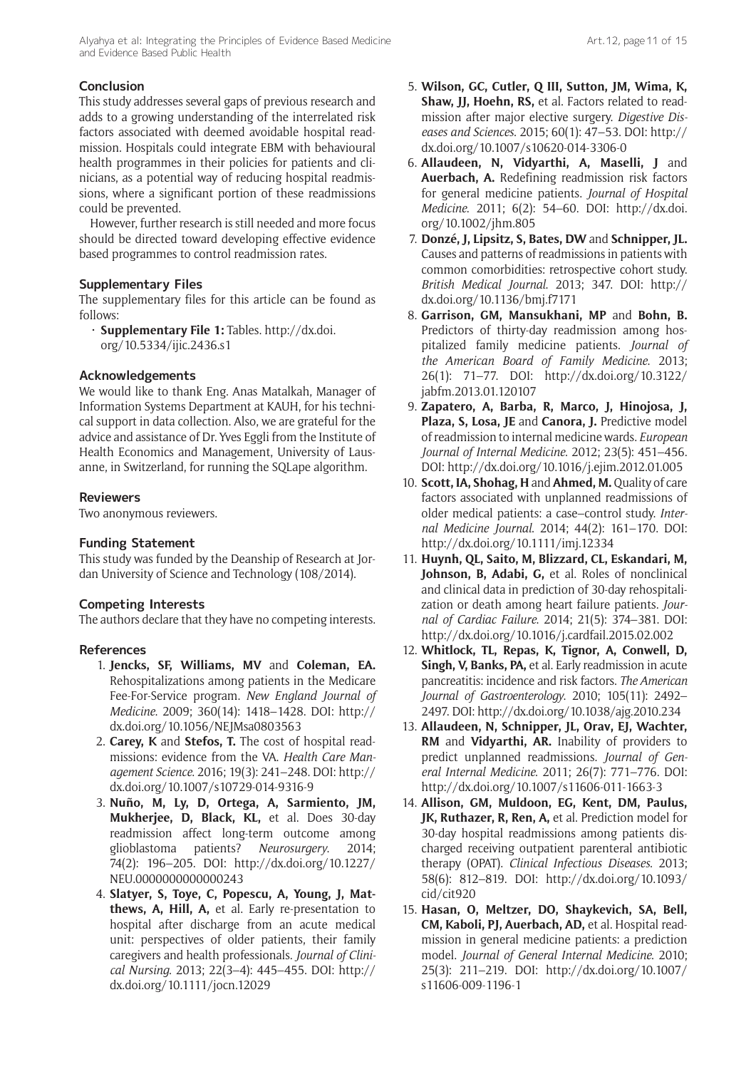## Conclusion

This study addresses several gaps of previous research and adds to a growing understanding of the interrelated risk factors associated with deemed avoidable hospital readmission. Hospitals could integrate EBM with behavioural health programmes in their policies for patients and clinicians, as a potential way of reducing hospital readmissions, where a significant portion of these readmissions could be prevented.

However, further research is still needed and more focus should be directed toward developing effective evidence based programmes to control readmission rates.

## Supplementary Files

The supplementary files for this article can be found as follows:

- **Supplementary File 1:** Tables. http://dx.doi.org/10.5334/ijic.2436.s1

## Acknowledgements

We would like to thank Eng. Anas Matalkah, Manager of Information Systems Department at KAUH, for his technical support in data collection. Also, we are grateful for the advice and assistance of Dr. Yves Eggli from the Institute of Health Economics and Management, University of Lausanne, in Switzerland, for running the SQLape algorithm.

## Reviewers

Two anonymous reviewers.

## Funding Statement

This study was funded by the Deanship of Research at Jordan University of Science and Technology (108/2014).

## Competing Interests

The authors declare that they have no competing interests.

## References

1. **Jencks, SF, Williams, MV** and **Coleman, EA.** Rehospitalizations among patients in the Medicare Fee-For-Service program. *New England Journal of Medicine*. 2009; 360(14): 1418–1428. DOI: http://dx.doi.org/10.1056/NEJMsa0803563
2. **Carey, K** and **Stefos, T.** The cost of hospital readmissions: evidence from the VA. *Health Care Management Science*. 2016; 19(3): 241–248. DOI: http://dx.doi.org/10.1007/s10729-014-9316-9
3. **Nuño, M, Ly, D, Ortega, A, Sarmiento, JM, Mukherjee, D, Black, KL,** et al. Does 30-day readmission affect long-term outcome among glioblastoma patients? *Neurosurgery*. 2014; 74(2): 196–205. DOI: http://dx.doi.org/10.1227/NEU.0000000000000243
4. **Slatyer, S, Toye, C, Popescu, A, Young, J, Matthews, A, Hill, A,** et al. Early re-presentation to hospital after discharge from an acute medical unit: perspectives of older patients, their family caregivers and health professionals. *Journal of Clinical Nursing*. 2013; 22(3–4): 445–455. DOI: http://dx.doi.org/10.1111/jocn.12029
5. **Wilson, GC, Cutler, Q III, Sutton, JM, Wima, K, Shaw, JJ, Hoehn, RS,** et al. Factors related to readmission after major elective surgery. *Digestive Diseases and Sciences*. 2015; 60(1): 47–53. DOI: http://dx.doi.org/10.1007/s10620-014-3306-0
6. **Allaudeen, N, Vidyarthi, A, Maselli, J** and **Auerbach, A.** Redefining readmission risk factors for general medicine patients. *Journal of Hospital Medicine*. 2011; 6(2): 54–60. DOI: http://dx.doi.org/10.1002/jhm.805
7. **Donzé, J, Lipsitz, S, Bates, DW** and **Schnipper, JL.** Causes and patterns of readmissions in patients with common comorbidities: retrospective cohort study. *British Medical Journal*. 2013; 347. DOI: http://dx.doi.org/10.1136/bmj.f7171
8. **Garrison, GM, Mansukhani, MP** and **Bohn, B.** Predictors of thirty-day readmission among hospitalized family medicine patients. *Journal of the American Board of Family Medicine*. 2013; 26(1): 71–77. DOI: http://dx.doi.org/10.3122/jabfm.2013.01.120107
9. **Zapatero, A, Barba, R, Marco, J, Hinojosa, J, Plaza, S, Losa, JE** and **Canora, J.** Predictive model of readmission to internal medicine wards. *European Journal of Internal Medicine*. 2012; 23(5): 451–456. DOI: http://dx.doi.org/10.1016/j.ejim.2012.01.005
10. **Scott, IA, Shohag, H** and **Ahmed, M.** Quality of care factors associated with unplanned readmissions of older medical patients: a case–control study. *Internal Medicine Journal*. 2014; 44(2): 161–170. DOI: http://dx.doi.org/10.1111/imj.12334
11. **Huynh, QL, Saito, M, Blizzard, CL, Eskandari, M, Johnson, B, Adabi, G,** et al. Roles of nonclinical and clinical data in prediction of 30-day rehospitalization or death among heart failure patients. *Journal of Cardiac Failure*. 2014; 21(5): 374–381. DOI: http://dx.doi.org/10.1016/j.cardfail.2015.02.002
12. **Whitlock, TL, Repas, K, Tignor, A, Conwell, D, Singh, V, Banks, PA,** et al. Early readmission in acute pancreatitis: incidence and risk factors. *The American Journal of Gastroenterology*. 2010; 105(11): 2492–2497. DOI: http://dx.doi.org/10.1038/ajg.2010.234
13. **Allaudeen, N, Schnipper, JL, Orav, EJ, Wachter, RM** and **Vidyarthi, AR.** Inability of providers to predict unplanned readmissions. *Journal of General Internal Medicine*. 2011; 26(7): 771–776. DOI: http://dx.doi.org/10.1007/s11606-011-1663-3
14. **Allison, GM, Muldoon, EG, Kent, DM, Paulus, JK, Ruthazer, R, Ren, A,** et al. Prediction model for 30-day hospital readmissions among patients discharged receiving outpatient parenteral antibiotic therapy (OPAT). *Clinical Infectious Diseases*. 2013; 58(6): 812–819. DOI: http://dx.doi.org/10.1093/cid/cit920
15. **Hasan, O, Meltzer, DO, Shaykevich, SA, Bell, CM, Kaboli, PJ, Auerbach, AD,** et al. Hospital readmission in general medicine patients: a prediction model. *Journal of General Internal Medicine*. 2010; 25(3): 211–219. DOI: http://dx.doi.org/10.1007/s11606-009-1196-1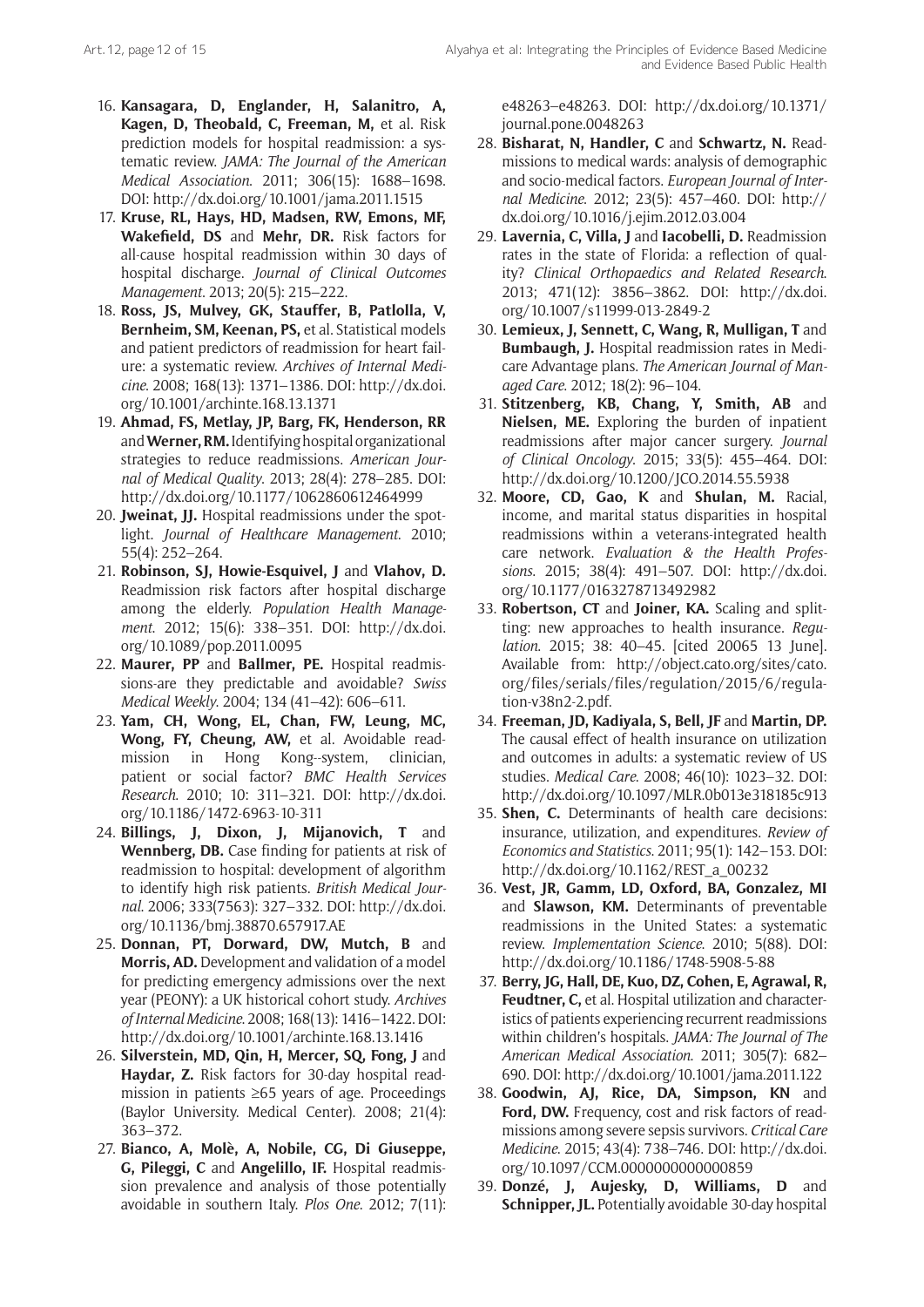16. **Kansagara, D, Englander, H, Salanitro, A, Kagen, D, Theobald, C, Freeman, M,** et al. Risk prediction models for hospital readmission: a systematic review. *JAMA: The Journal of the American Medical Association*. 2011; 306(15): 1688–1698. DOI: http://dx.doi.org/10.1001/jama.2011.1515
17. **Kruse, RL, Hays, HD, Madsen, RW, Emons, MF, Wakefield, DS** and **Mehr, DR.** Risk factors for all-cause hospital readmission within 30 days of hospital discharge. *Journal of Clinical Outcomes Management*. 2013; 20(5): 215–222.
18. **Ross, JS, Mulvey, GK, Stauffer, B, Patlolla, V, Bernheim, SM, Keenan, PS,** et al. Statistical models and patient predictors of readmission for heart failure: a systematic review. *Archives of Internal Medicine*. 2008; 168(13): 1371–1386. DOI: http://dx.doi.org/10.1001/archinte.168.13.1371
19. **Ahmad, FS, Metlay, JP, Barg, FK, Henderson, RR** and **Werner, RM.** Identifying hospital organizational strategies to reduce readmissions. *American Journal of Medical Quality*. 2013; 28(4): 278–285. DOI: http://dx.doi.org/10.1177/1062860612464999
20. **Jweinat, JJ.** Hospital readmissions under the spotlight. *Journal of Healthcare Management*. 2010; 55(4): 252–264.
21. **Robinson, SJ, Howie-Esquivel, J** and **Vlahov, D.** Readmission risk factors after hospital discharge among the elderly. *Population Health Management*. 2012; 15(6): 338–351. DOI: http://dx.doi.org/10.1089/pop.2011.0095
22. **Maurer, PP** and **Ballmer, PE.** Hospital readmissions-are they predictable and avoidable? *Swiss Medical Weekly*. 2004; 134 (41–42): 606–611.
23. **Yam, CH, Wong, EL, Chan, FW, Leung, MC, Wong, FY, Cheung, AW,** et al. Avoidable readmission in Hong Kong--system, clinician, patient or social factor? *BMC Health Services Research*. 2010; 10: 311–321. DOI: http://dx.doi.org/10.1186/1472-6963-10-311
24. **Billings, J, Dixon, J, Mijanovich, T** and **Wennberg, DB.** Case finding for patients at risk of readmission to hospital: development of algorithm to identify high risk patients. *British Medical Journal*. 2006; 333(7563): 327–332. DOI: http://dx.doi.org/10.1136/bmj.38870.657917.AE
25. **Donnan, PT, Dorward, DW, Mutch, B** and **Morris, AD.** Development and validation of a model for predicting emergency admissions over the next year (PEONY): a UK historical cohort study. *Archives of Internal Medicine*. 2008; 168(13): 1416–1422. DOI: http://dx.doi.org/10.1001/archinte.168.13.1416
26. **Silverstein, MD, Qin, H, Mercer, SQ, Fong, J** and **Haydar, Z.** Risk factors for 30-day hospital readmission in patients ≥65 years of age. Proceedings (Baylor University. Medical Center). 2008; 21(4): 363–372.
27. **Bianco, A, Molè, A, Nobile, CG, Di Giuseppe, G, Pileggi, C** and **Angelillo, IF.** Hospital readmission prevalence and analysis of those potentially avoidable in southern Italy. *Plos One*. 2012; 7(11): e48263–e48263. DOI: http://dx.doi.org/10.1371/journal.pone.0048263
28. **Bisharat, N, Handler, C** and **Schwartz, N.** Readmissions to medical wards: analysis of demographic and socio-medical factors. *European Journal of Internal Medicine*. 2012; 23(5): 457–460. DOI: http://dx.doi.org/10.1016/j.ejim.2012.03.004
29. **Lavernia, C, Villa, J** and **Iacobelli, D.** Readmission rates in the state of Florida: a reflection of quality? *Clinical Orthopaedics and Related Research*. 2013; 471(12): 3856–3862. DOI: http://dx.doi.org/10.1007/s11999-013-2849-2
30. **Lemieux, J, Sennett, C, Wang, R, Mulligan, T** and **Bumbaugh, J.** Hospital readmission rates in Medicare Advantage plans. *The American Journal of Managed Care*. 2012; 18(2): 96–104.
31. **Stitzenberg, KB, Chang, Y, Smith, AB** and **Nielsen, ME.** Exploring the burden of inpatient readmissions after major cancer surgery. *Journal of Clinical Oncology*. 2015; 33(5): 455–464. DOI: http://dx.doi.org/10.1200/JCO.2014.55.5938
32. **Moore, CD, Gao, K** and **Shulan, M.** Racial, income, and marital status disparities in hospital readmissions within a veterans-integrated health care network. *Evaluation & the Health Professions*. 2015; 38(4): 491–507. DOI: http://dx.doi.org/10.1177/0163278713492982
33. **Robertson, CT** and **Joiner, KA.** Scaling and splitting: new approaches to health insurance. *Regulation*. 2015; 38: 40–45. [cited 20065 13 June]. Available from: http://object.cato.org/sites/cato.org/files/serials/files/regulation/2015/6/regulation-v38n2-2.pdf.
34. **Freeman, JD, Kadiyala, S, Bell, JF** and **Martin, DP.** The causal effect of health insurance on utilization and outcomes in adults: a systematic review of US studies. *Medical Care*. 2008; 46(10): 1023–32. DOI: http://dx.doi.org/10.1097/MLR.0b013e318185c913
35. **Shen, C.** Determinants of health care decisions: insurance, utilization, and expenditures. *Review of Economics and Statistics*. 2011; 95(1): 142–153. DOI: http://dx.doi.org/10.1162/REST_a_00232
36. **Vest, JR, Gamm, LD, Oxford, BA, Gonzalez, MI** and **Slawson, KM.** Determinants of preventable readmissions in the United States: a systematic review. *Implementation Science*. 2010; 5(88). DOI: http://dx.doi.org/10.1186/1748-5908-5-88
37. **Berry, JG, Hall, DE, Kuo, DZ, Cohen, E, Agrawal, R, Feudtner, C,** et al. Hospital utilization and characteristics of patients experiencing recurrent readmissions within children's hospitals. *JAMA: The Journal of The American Medical Association*. 2011; 305(7): 682–690. DOI: http://dx.doi.org/10.1001/jama.2011.122
38. **Goodwin, AJ, Rice, DA, Simpson, KN** and **Ford, DW.** Frequency, cost and risk factors of readmissions among severe sepsis survivors. *Critical Care Medicine*. 2015; 43(4): 738–746. DOI: http://dx.doi.org/10.1097/CCM.0000000000000859
39. **Donzé, J, Aujesky, D, Williams, D** and **Schnipper, JL.** Potentially avoidable 30-day hospital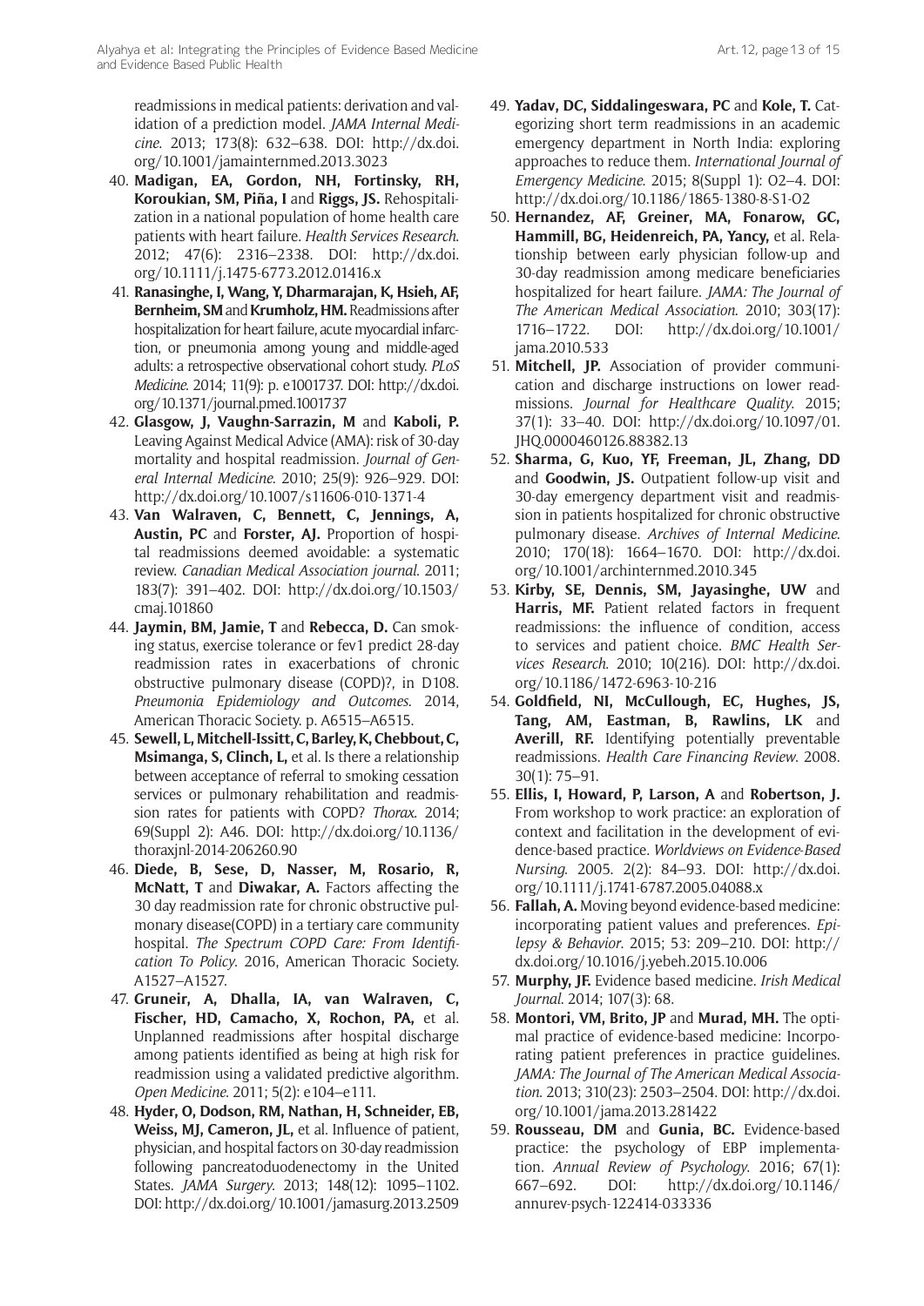readmissions in medical patients: derivation and validation of a prediction model. *JAMA Internal Medicine*. 2013; 173(8): 632–638. DOI: http://dx.doi.org/10.1001/jamainternmed.2013.3023

40. **Madigan, EA, Gordon, NH, Fortinsky, RH, Koroukian, SM, Piña, I** and **Riggs, JS.** Rehospitalization in a national population of home health care patients with heart failure. *Health Services Research*. 2012; 47(6): 2316–2338. DOI: http://dx.doi.org/10.1111/j.1475-6773.2012.01416.x
41. **Ranasinghe, I, Wang, Y, Dharmarajan, K, Hsieh, AF, Bernheim, SM** and **Krumholz, HM.** Readmissions after hospitalization for heart failure, acute myocardial infarction, or pneumonia among young and middle-aged adults: a retrospective observational cohort study. *PLoS Medicine*. 2014; 11(9): p. e1001737. DOI: http://dx.doi.org/10.1371/journal.pmed.1001737
42. **Glasgow, J, Vaughn-Sarrazin, M** and **Kaboli, P.** Leaving Against Medical Advice (AMA): risk of 30-day mortality and hospital readmission. *Journal of General Internal Medicine*. 2010; 25(9): 926–929. DOI: http://dx.doi.org/10.1007/s11606-010-1371-4
43. **Van Walraven, C, Bennett, C, Jennings, A, Austin, PC** and **Forster, AJ.** Proportion of hospital readmissions deemed avoidable: a systematic review. *Canadian Medical Association journal*. 2011; 183(7): 391–402. DOI: http://dx.doi.org/10.1503/cmaj.101860
44. **Jaymin, BM, Jamie, T** and **Rebecca, D.** Can smoking status, exercise tolerance or fev1 predict 28-day readmission rates in exacerbations of chronic obstructive pulmonary disease (COPD)?, in D108. *Pneumonia Epidemiology and Outcomes*. 2014, American Thoracic Society. p. A6515–A6515.
45. **Sewell, L, Mitchell-Issitt, C, Barley, K, Chebbout, C, Msimanga, S, Clinch, L,** et al. Is there a relationship between acceptance of referral to smoking cessation services or pulmonary rehabilitation and readmission rates for patients with COPD? *Thorax*. 2014; 69(Suppl 2): A46. DOI: http://dx.doi.org/10.1136/thoraxjnl-2014-206260.90
46. **Diede, B, Sese, D, Nasser, M, Rosario, R, McNatt, T** and **Diwakar, A.** Factors affecting the 30 day readmission rate for chronic obstructive pulmonary disease(COPD) in a tertiary care community hospital. *The Spectrum COPD Care: From Identification To Policy*. 2016, American Thoracic Society. A1527–A1527.
47. **Gruneir, A, Dhalla, IA, van Walraven, C, Fischer, HD, Camacho, X, Rochon, PA,** et al. Unplanned readmissions after hospital discharge among patients identified as being at high risk for readmission using a validated predictive algorithm. *Open Medicine*. 2011; 5(2): e104–e111.
48. **Hyder, O, Dodson, RM, Nathan, H, Schneider, EB, Weiss, MJ, Cameron, JL,** et al. Influence of patient, physician, and hospital factors on 30-day readmission following pancreatoduodenectomy in the United States. *JAMA Surgery*. 2013; 148(12): 1095–1102. DOI: http://dx.doi.org/10.1001/jamasurg.2013.2509
49. **Yadav, DC, Siddalingeswara, PC** and **Kole, T.** Categorizing short term readmissions in an academic emergency department in North India: exploring approaches to reduce them. *International Journal of Emergency Medicine*. 2015; 8(Suppl 1): O2–4. DOI: http://dx.doi.org/10.1186/1865-1380-8-S1-O2
50. **Hernandez, AF, Greiner, MA, Fonarow, GC, Hammill, BG, Heidenreich, PA, Yancy,** et al. Relationship between early physician follow-up and 30-day readmission among medicare beneficiaries hospitalized for heart failure. *JAMA: The Journal of The American Medical Association*. 2010; 303(17): 1716–1722. DOI: http://dx.doi.org/10.1001/jama.2010.533
51. **Mitchell, JP.** Association of provider communication and discharge instructions on lower readmissions. *Journal for Healthcare Quality*. 2015; 37(1): 33–40. DOI: http://dx.doi.org/10.1097/01.JHQ.0000460126.88382.13
52. **Sharma, G, Kuo, YF, Freeman, JL, Zhang, DD** and **Goodwin, JS.** Outpatient follow-up visit and 30-day emergency department visit and readmission in patients hospitalized for chronic obstructive pulmonary disease. *Archives of Internal Medicine*. 2010; 170(18): 1664–1670. DOI: http://dx.doi.org/10.1001/archinternmed.2010.345
53. **Kirby, SE, Dennis, SM, Jayasinghe, UW** and **Harris, MF.** Patient related factors in frequent readmissions: the influence of condition, access to services and patient choice. *BMC Health Services Research*. 2010; 10(216). DOI: http://dx.doi.org/10.1186/1472-6963-10-216
54. **Goldfield, NI, McCullough, EC, Hughes, JS, Tang, AM, Eastman, B, Rawlins, LK** and **Averill, RF.** Identifying potentially preventable readmissions. *Health Care Financing Review*. 2008. 30(1): 75–91.
55. **Ellis, I, Howard, P, Larson, A** and **Robertson, J.** From workshop to work practice: an exploration of context and facilitation in the development of evidence-based practice. *Worldviews on Evidence-Based Nursing*. 2005. 2(2): 84–93. DOI: http://dx.doi.org/10.1111/j.1741-6787.2005.04088.x
56. **Fallah, A.** Moving beyond evidence-based medicine: incorporating patient values and preferences. *Epilepsy & Behavior*. 2015; 53: 209–210. DOI: http://dx.doi.org/10.1016/j.yebeh.2015.10.006
57. **Murphy, JF.** Evidence based medicine. *Irish Medical Journal*. 2014; 107(3): 68.
58. **Montori, VM, Brito, JP** and **Murad, MH.** The optimal practice of evidence-based medicine: Incorporating patient preferences in practice guidelines. *JAMA: The Journal of The American Medical Association*. 2013; 310(23): 2503–2504. DOI: http://dx.doi.org/10.1001/jama.2013.281422
59. **Rousseau, DM** and **Gunia, BC.** Evidence-based practice: the psychology of EBP implementation. *Annual Review of Psychology*. 2016; 67(1): 667–692. DOI: http://dx.doi.org/10.1146/annurev-psych-122414-033336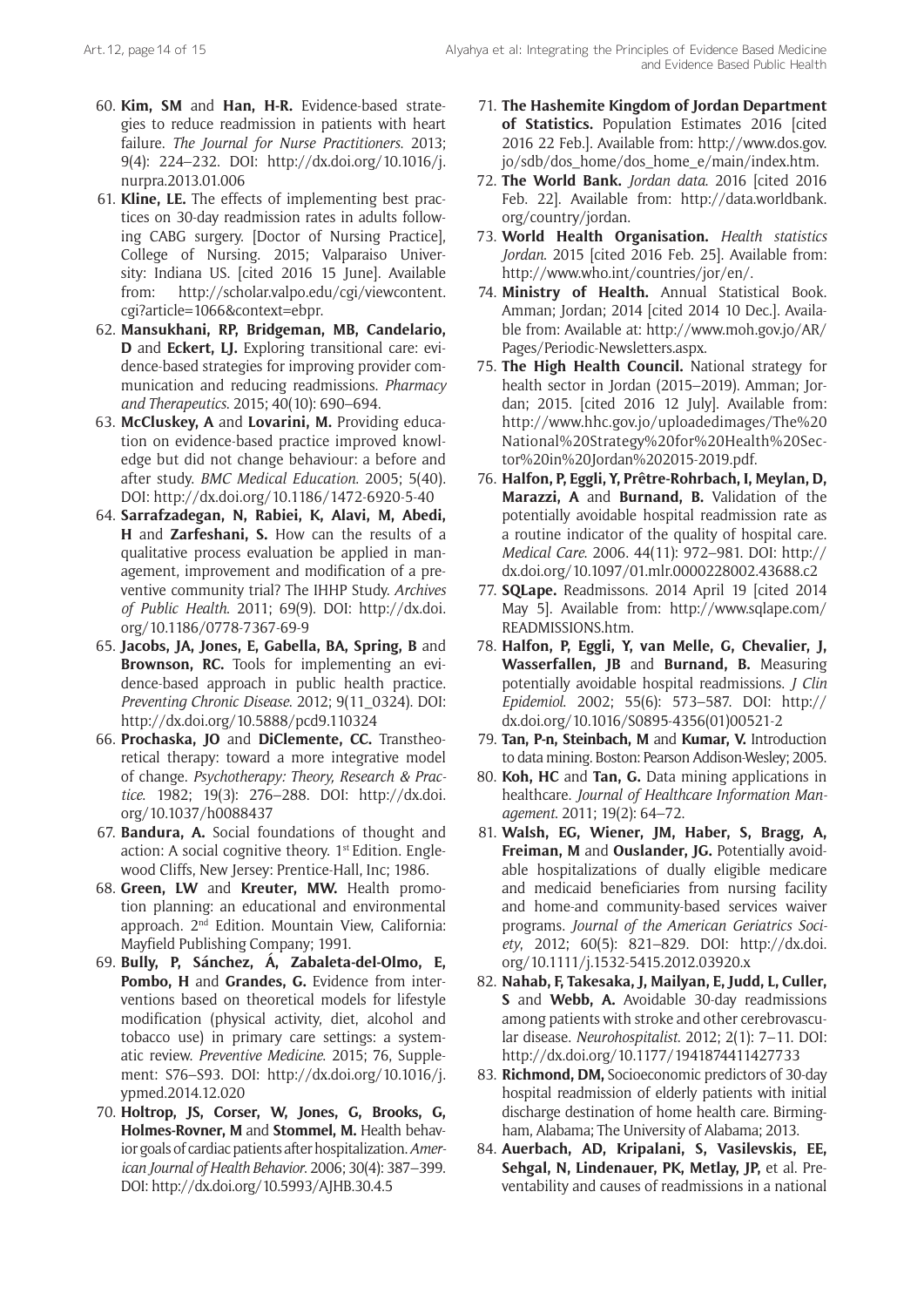60. **Kim, SM** and **Han, H-R.** Evidence-based strategies to reduce readmission in patients with heart failure. *The Journal for Nurse Practitioners*. 2013; 9(4): 224–232. DOI: http://dx.doi.org/10.1016/j.nurpra.2013.01.006
61. **Kline, LE.** The effects of implementing best practices on 30-day readmission rates in adults following CABG surgery. [Doctor of Nursing Practice], College of Nursing. 2015; Valparaiso University: Indiana US. [cited 2016 15 June]. Available from: http://scholar.valpo.edu/cgi/viewcontent.cgi?article=1066&context=ebpr.
62. **Mansukhani, RP, Bridgeman, MB, Candelario, D** and **Eckert, LJ.** Exploring transitional care: evidence-based strategies for improving provider communication and reducing readmissions. *Pharmacy and Therapeutics*. 2015; 40(10): 690–694.
63. **McCluskey, A** and **Lovarini, M.** Providing education on evidence-based practice improved knowledge but did not change behaviour: a before and after study. *BMC Medical Education*. 2005; 5(40). DOI: http://dx.doi.org/10.1186/1472-6920-5-40
64. **Sarrafzadegan, N, Rabiei, K, Alavi, M, Abedi, H** and **Zarfeshani, S.** How can the results of a qualitative process evaluation be applied in management, improvement and modification of a preventive community trial? The IHHP Study. *Archives of Public Health*. 2011; 69(9). DOI: http://dx.doi.org/10.1186/0778-7367-69-9
65. **Jacobs, JA, Jones, E, Gabella, BA, Spring, B** and **Brownson, RC.** Tools for implementing an evidence-based approach in public health practice. *Preventing Chronic Disease*. 2012; 9(11_0324). DOI: http://dx.doi.org/10.5888/pcd9.110324
66. **Prochaska, JO** and **DiClemente, CC.** Transtheoretical therapy: toward a more integrative model of change. *Psychotherapy: Theory, Research & Practice*. 1982; 19(3): 276–288. DOI: http://dx.doi.org/10.1037/h0088437
67. **Bandura, A.** Social foundations of thought and action: A social cognitive theory. 1st Edition. Englewood Cliffs, New Jersey: Prentice-Hall, Inc; 1986.
68. **Green, LW** and **Kreuter, MW.** Health promotion planning: an educational and environmental approach. 2nd Edition. Mountain View, California: Mayfield Publishing Company; 1991.
69. **Bully, P, Sánchez, Á, Zabaleta-del-Olmo, E, Pombo, H** and **Grandes, G.** Evidence from interventions based on theoretical models for lifestyle modification (physical activity, diet, alcohol and tobacco use) in primary care settings: a systematic review. *Preventive Medicine*. 2015; 76, Supplement: S76–S93. DOI: http://dx.doi.org/10.1016/j.ypmed.2014.12.020
70. **Holtrop, JS, Corser, W, Jones, G, Brooks, G, Holmes-Rovner, M** and **Stommel, M.** Health behavior goals of cardiac patients after hospitalization. *American Journal of Health Behavior*. 2006; 30(4): 387–399. DOI: http://dx.doi.org/10.5993/AJHB.30.4.5
71. **The Hashemite Kingdom of Jordan Department of Statistics.** Population Estimates 2016 [cited 2016 22 Feb.]. Available from: http://www.dos.gov.jo/sdb/dos_home/dos_home_e/main/index.htm.
72. **The World Bank.** *Jordan data*. 2016 [cited 2016 Feb. 22]. Available from: http://data.worldbank.org/country/jordan.
73. **World Health Organisation.** *Health statistics Jordan*. 2015 [cited 2016 Feb. 25]. Available from: http://www.who.int/countries/jor/en/.
74. **Ministry of Health.** Annual Statistical Book. Amman; Jordan; 2014 [cited 2014 10 Dec.]. Available from: Available at: http://www.moh.gov.jo/AR/Pages/Periodic-Newsletters.aspx.
75. **The High Health Council.** National strategy for health sector in Jordan (2015–2019). Amman; Jordan; 2015. [cited 2016 12 July]. Available from: http://www.hhc.gov.jo/uploadedimages/The%20National%20Strategy%20for%20Health%20Sector%20in%20Jordan%202015-2019.pdf.
76. **Halfon, P, Eggli, Y, Prêtre-Rohrbach, I, Meylan, D, Marazzi, A** and **Burnand, B.** Validation of the potentially avoidable hospital readmission rate as a routine indicator of the quality of hospital care. *Medical Care*. 2006. 44(11): 972–981. DOI: http://dx.doi.org/10.1097/01.mlr.0000228002.43688.c2
77. **SQLape.** Readmissions. 2014 April 19 [cited 2014 May 5]. Available from: http://www.sqlape.com/READMISSIONS.htm.
78. **Halfon, P, Eggli, Y, van Melle, G, Chevalier, J, Wasserfallen, JB** and **Burnand, B.** Measuring potentially avoidable hospital readmissions. *J Clin Epidemiol*. 2002; 55(6): 573–587. DOI: http://dx.doi.org/10.1016/S0895-4356(01)00521-2
79. **Tan, P-n, Steinbach, M** and **Kumar, V.** Introduction to data mining. Boston: Pearson Addison-Wesley; 2005.
80. **Koh, HC** and **Tan, G.** Data mining applications in healthcare. *Journal of Healthcare Information Management*. 2011; 19(2): 64–72.
81. **Walsh, EG, Wiener, JM, Haber, S, Bragg, A, Freiman, M** and **Ouslander, JG.** Potentially avoidable hospitalizations of dually eligible medicare and medicaid beneficiaries from nursing facility and home-and community-based services waiver programs. *Journal of the American Geriatrics Society*, 2012; 60(5): 821–829. DOI: http://dx.doi.org/10.1111/j.1532-5415.2012.03920.x
82. **Nahab, F, Takesaka, J, Mailyan, E, Judd, L, Culler, S** and **Webb, A.** Avoidable 30-day readmissions among patients with stroke and other cerebrovascular disease. *Neurohospitalist*. 2012; 2(1): 7–11. DOI: http://dx.doi.org/10.1177/1941874411427733
83. **Richmond, DM,** Socioeconomic predictors of 30-day hospital readmission of elderly patients with initial discharge destination of home health care. Birmingham, Alabama; The University of Alabama; 2013.
84. **Auerbach, AD, Kripalani, S, Vasilevskis, EE, Sehgal, N, Lindenauer, PK, Metlay, JP,** et al. Preventability and causes of readmissions in a national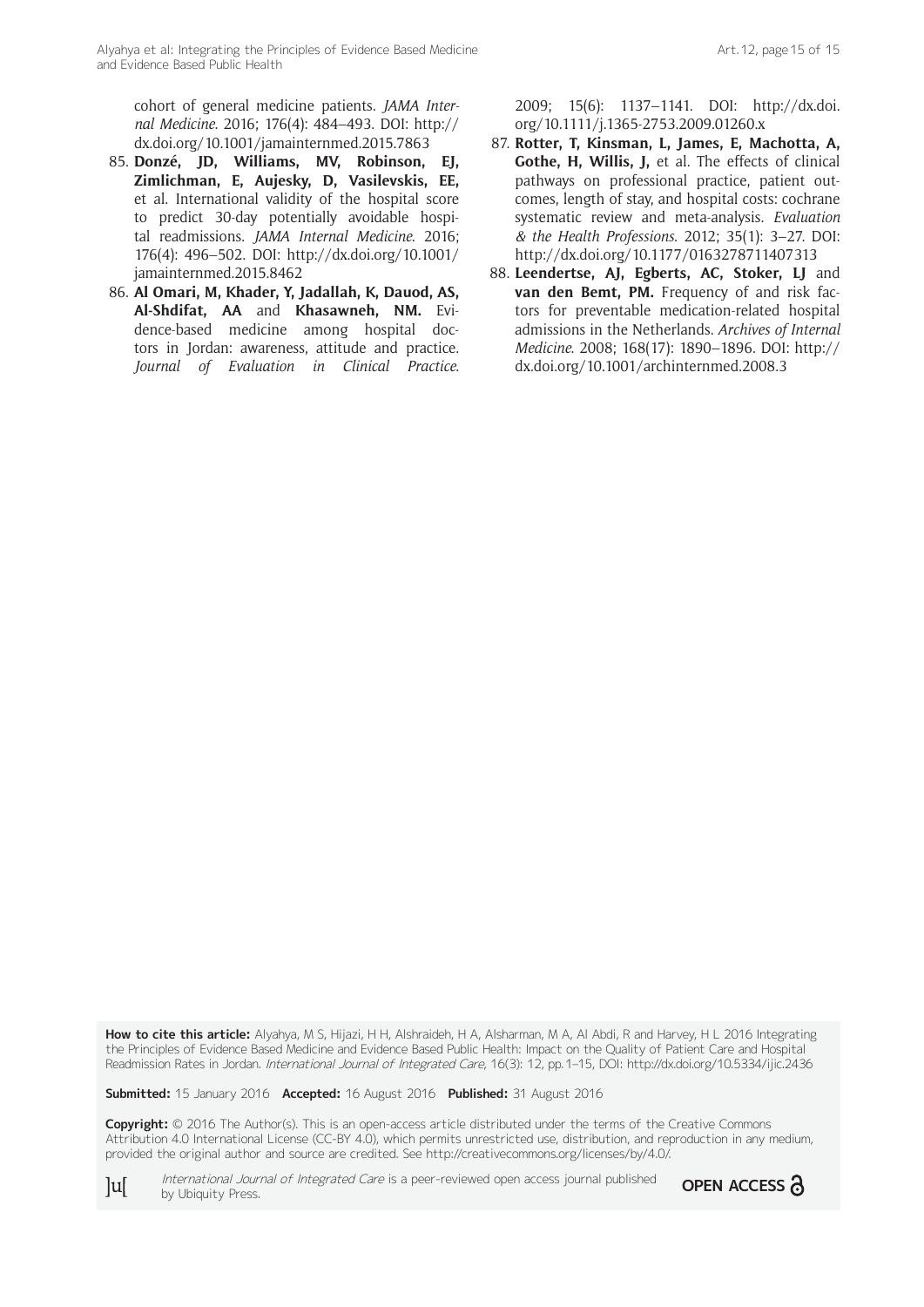cohort of general medicine patients. *JAMA Internal Medicine*. 2016; 176(4): 484–493. DOI: http://dx.doi.org/10.1001/jamainternmed.2015.7863

85. **Donzé, JD, Williams, MV, Robinson, EJ, Zimlichman, E, Aujesky, D, Vasilevskis, EE,** et al. International validity of the hospital score to predict 30-day potentially avoidable hospital readmissions. *JAMA Internal Medicine*. 2016; 176(4): 496–502. DOI: http://dx.doi.org/10.1001/jamainternmed.2015.8462
86. **Al Omari, M, Khader, Y, Jadallah, K, Dauod, AS, Al-Shdifat, AA** and **Khasawneh, NM.** Evidence-based medicine among hospital doctors in Jordan: awareness, attitude and practice. *Journal of Evaluation in Clinical Practice*. 2009; 15(6): 1137–1141. DOI: http://dx.doi.org/10.1111/j.1365-2753.2009.01260.x
87. **Rotter, T, Kinsman, L, James, E, Machotta, A, Gothe, H, Willis, J,** et al. The effects of clinical pathways on professional practice, patient outcomes, length of stay, and hospital costs: cochrane systematic review and meta-analysis. *Evaluation & the Health Professions*. 2012; 35(1): 3–27. DOI: http://dx.doi.org/10.1177/0163278711407313
88. **Leendertse, AJ, Egberts, AC, Stoker, LJ** and **van den Bemt, PM.** Frequency of and risk factors for preventable medication-related hospital admissions in the Netherlands. *Archives of Internal Medicine*. 2008; 168(17): 1890–1896. DOI: http://dx.doi.org/10.1001/archinternmed.2008.3

**How to cite this article:** Alyahya, M S, Hijazi, H H, Alshraideh, H A, Alsharman, M A, Al Abdi, R and Harvey, H L 2016 Integrating the Principles of Evidence Based Medicine and Evidence Based Public Health: Impact on the Quality of Patient Care and Hospital Readmission Rates in Jordan. *International Journal of Integrated Care*, 16(3): 12, pp. 1–15, DOI: http://dx.doi.org/10.5334/ijic.2436

**Submitted:** 15 January 2016 **Accepted:** 16 August 2016 **Published:** 31 August 2016

**Copyright:** © 2016 The Author(s). This is an open-access article distributed under the terms of the Creative Commons Attribution 4.0 International License (CC-BY 4.0), which permits unrestricted use, distribution, and reproduction in any medium, provided the original author and source are credited. See http://creativecommons.org/licenses/by/4.0/.

*International Journal of Integrated Care* is a peer-reviewed open access journal published by Ubiquity Press.

OPEN ACCESS